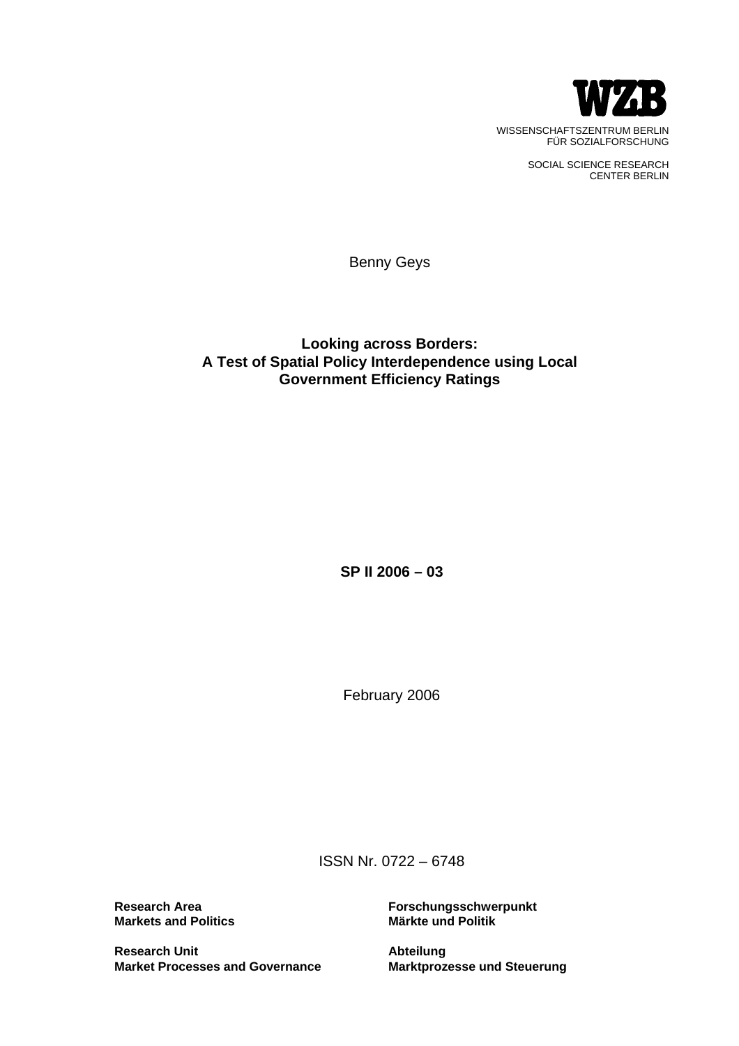WZB

WISSENSCHAFTSZENTRUM BERLIN
FÜR SOZIALFORSCHUNG

SOCIAL SCIENCE RESEARCH
CENTER BERLIN

Benny Geys

# Looking across Borders: A Test of Spatial Policy Interdependence using Local Government Efficiency Ratings

**SP II 2006 – 03**

February 2006

ISSN Nr. 0722 – 6748

**Research Area**
**Markets and Politics**

**Forschungsschwerpunkt**
**Märkte und Politik**

**Research Unit**
**Market Processes and Governance**

**Abteilung**
**Marktprozesse und Steuerung**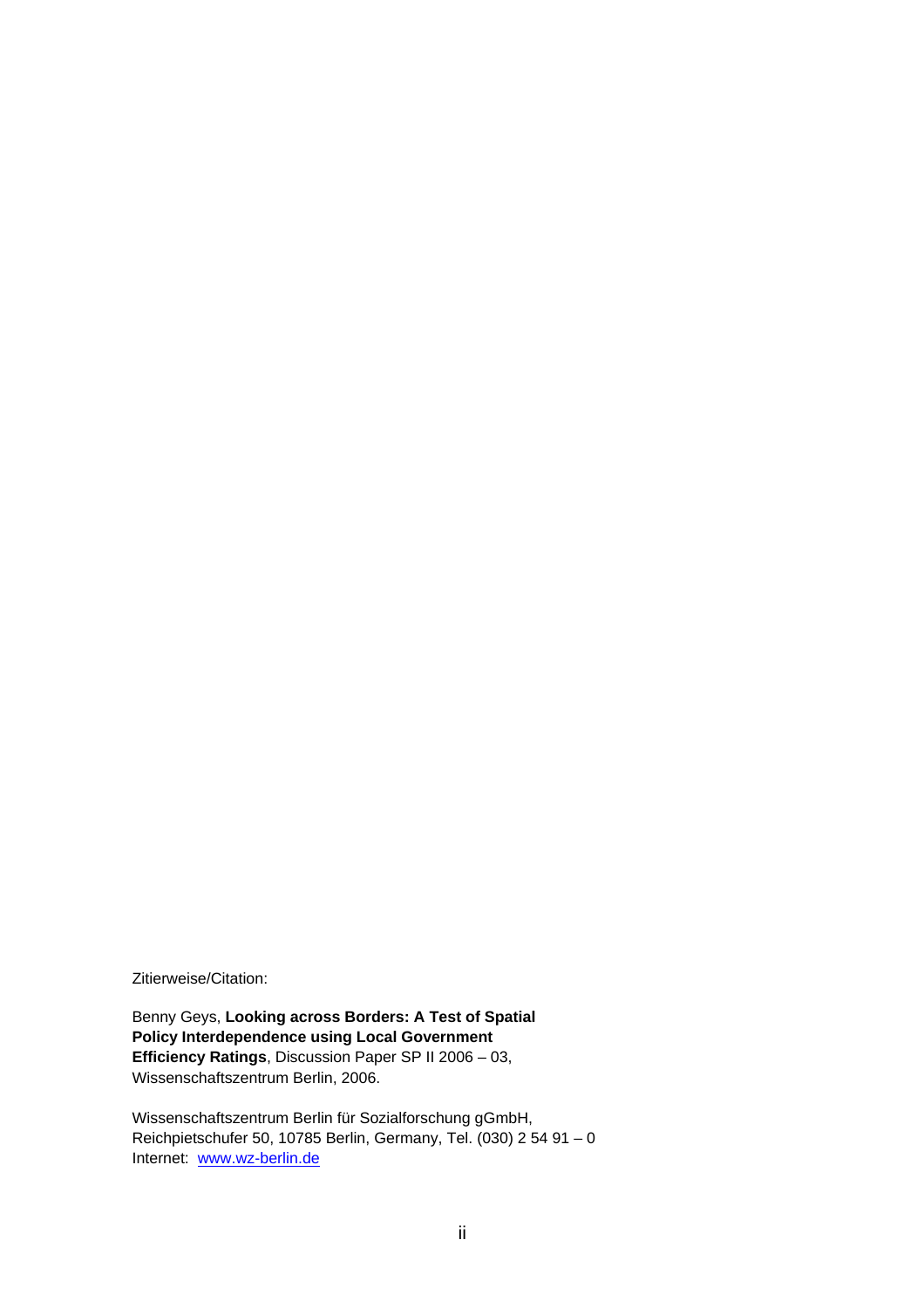Zitierweise/Citation:

Benny Geys, **Looking across Borders: A Test of Spatial Policy Interdependence using Local Government Efficiency Ratings**, Discussion Paper SP II 2006 – 03, Wissenschaftszentrum Berlin, 2006.

Wissenschaftszentrum Berlin für Sozialforschung gGmbH,
Reichpietschufer 50, 10785 Berlin, Germany, Tel. (030) 2 54 91 – 0
Internet: www.wz-berlin.de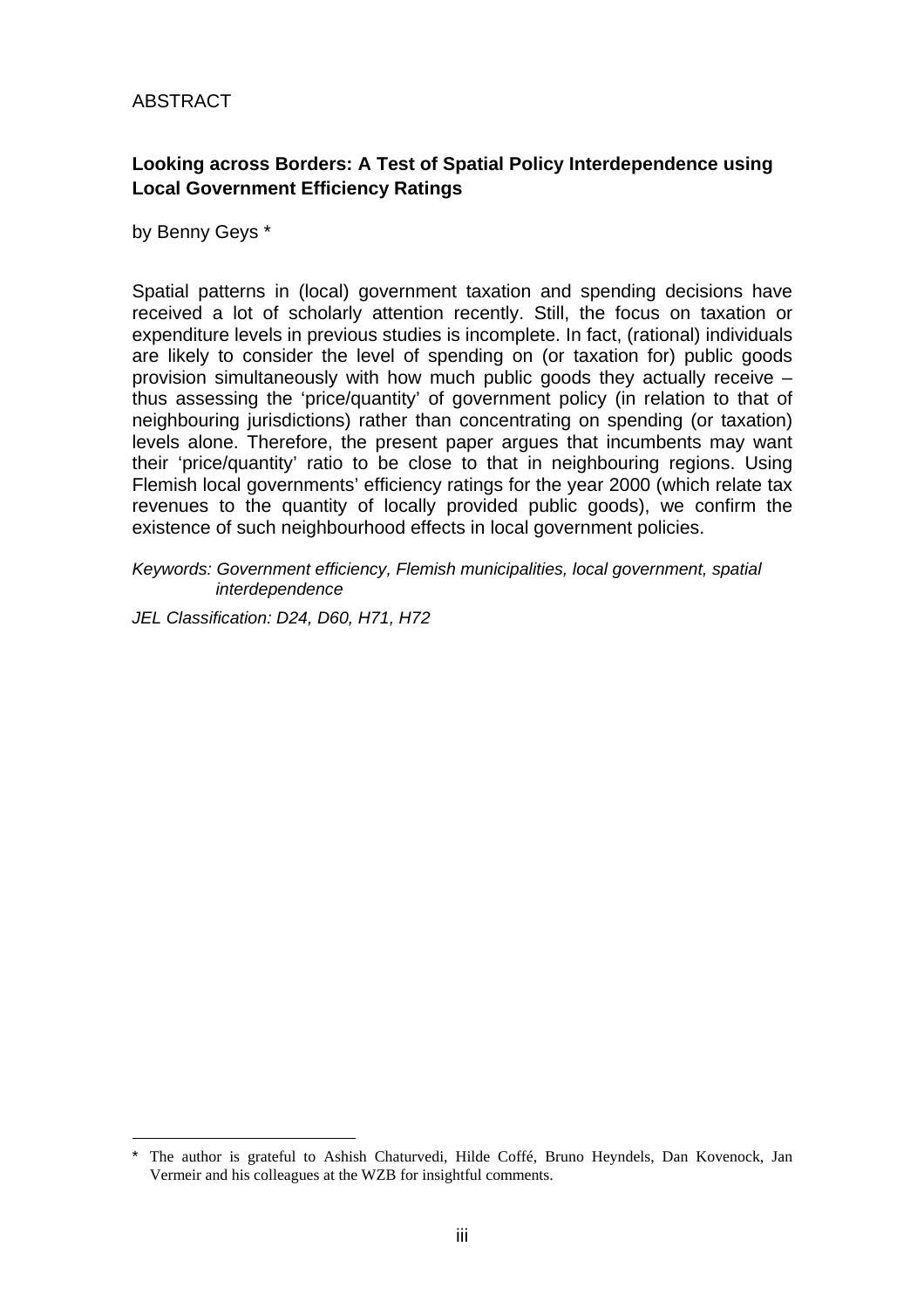ABSTRACT

## Looking across Borders: A Test of Spatial Policy Interdependence using Local Government Efficiency Ratings

by Benny Geys *

Spatial patterns in (local) government taxation and spending decisions have received a lot of scholarly attention recently. Still, the focus on taxation or expenditure levels in previous studies is incomplete. In fact, (rational) individuals are likely to consider the level of spending on (or taxation for) public goods provision simultaneously with how much public goods they actually receive – thus assessing the 'price/quantity' of government policy (in relation to that of neighbouring jurisdictions) rather than concentrating on spending (or taxation) levels alone. Therefore, the present paper argues that incumbents may want their 'price/quantity' ratio to be close to that in neighbouring regions. Using Flemish local governments' efficiency ratings for the year 2000 (which relate tax revenues to the quantity of locally provided public goods), we confirm the existence of such neighbourhood effects in local government policies.

*Keywords: Government efficiency, Flemish municipalities, local government, spatial interdependence*

*JEL Classification: D24, D60, H71, H72*

---

\* The author is grateful to Ashish Chaturvedi, Hilde Coffé, Bruno Heyndels, Dan Kovenock, Jan Vermeir and his colleagues at the WZB for insightful comments.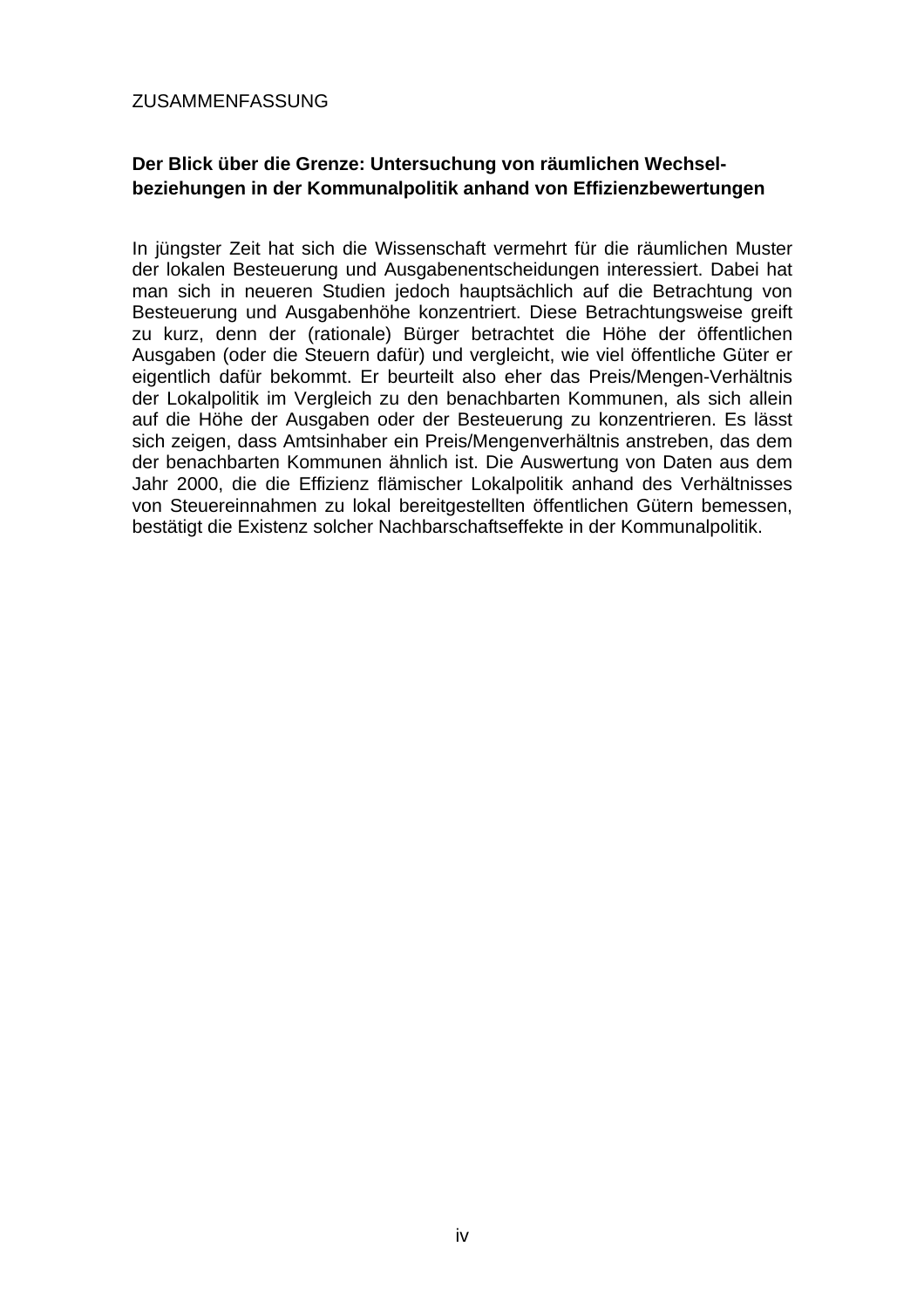ZUSAMMENFASSUNG

## Der Blick über die Grenze: Untersuchung von räumlichen Wechselbeziehungen in der Kommunalpolitik anhand von Effizienzbewertungen

In jüngster Zeit hat sich die Wissenschaft vermehrt für die räumlichen Muster der lokalen Besteuerung und Ausgabenentscheidungen interessiert. Dabei hat man sich in neueren Studien jedoch hauptsächlich auf die Betrachtung von Besteuerung und Ausgabenhöhe konzentriert. Diese Betrachtungsweise greift zu kurz, denn der (rationale) Bürger betrachtet die Höhe der öffentlichen Ausgaben (oder die Steuern dafür) und vergleicht, wie viel öffentliche Güter er eigentlich dafür bekommt. Er beurteilt also eher das Preis/Mengen-Verhältnis der Lokalpolitik im Vergleich zu den benachbarten Kommunen, als sich allein auf die Höhe der Ausgaben oder der Besteuerung zu konzentrieren. Es lässt sich zeigen, dass Amtsinhaber ein Preis/Mengenverhältnis anstreben, das dem der benachbarten Kommunen ähnlich ist. Die Auswertung von Daten aus dem Jahr 2000, die die Effizienz flämischer Lokalpolitik anhand des Verhältnisses von Steuereinnahmen zu lokal bereitgestellten öffentlichen Gütern bemessen, bestätigt die Existenz solcher Nachbarschaftseffekte in der Kommunalpolitik.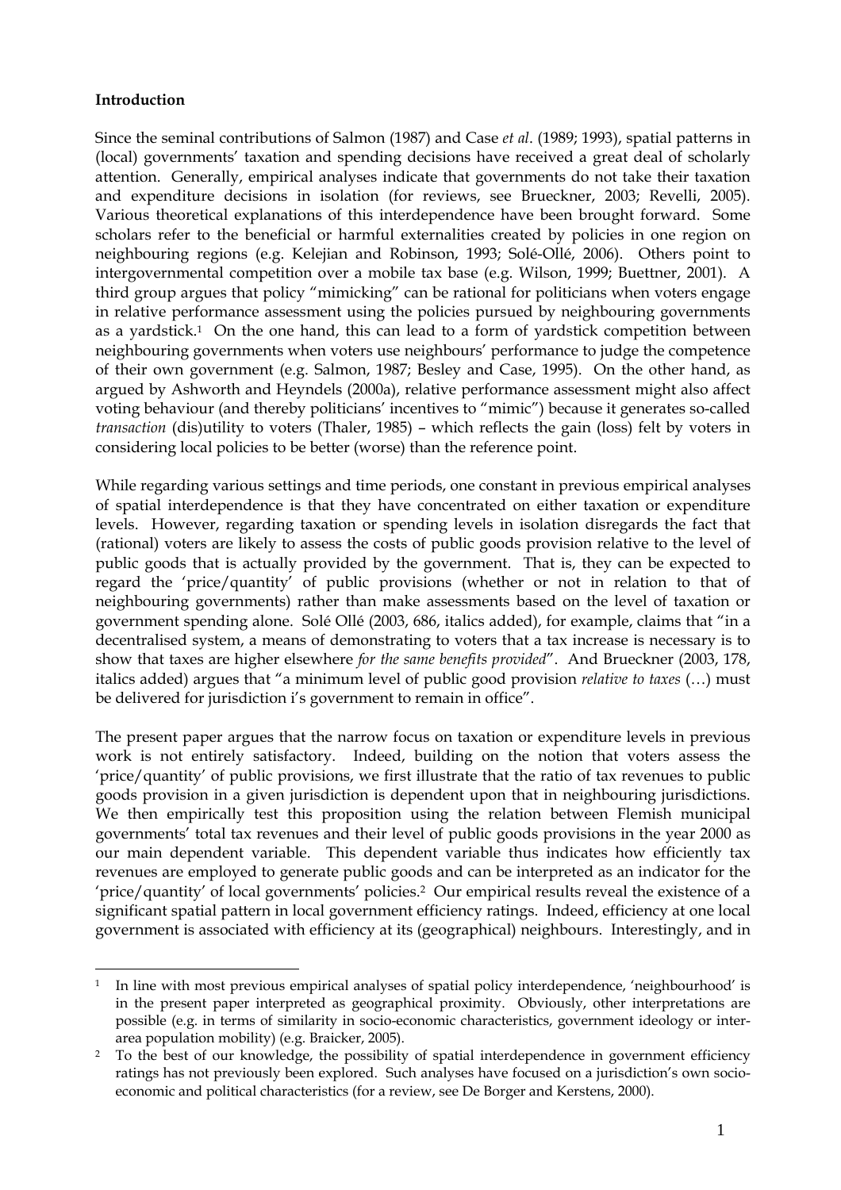**Introduction**

Since the seminal contributions of Salmon (1987) and Case *et al*. (1989; 1993), spatial patterns in (local) governments' taxation and spending decisions have received a great deal of scholarly attention. Generally, empirical analyses indicate that governments do not take their taxation and expenditure decisions in isolation (for reviews, see Brueckner, 2003; Revelli, 2005). Various theoretical explanations of this interdependence have been brought forward. Some scholars refer to the beneficial or harmful externalities created by policies in one region on neighbouring regions (e.g. Kelejian and Robinson, 1993; Solé-Ollé, 2006). Others point to intergovernmental competition over a mobile tax base (e.g. Wilson, 1999; Buettner, 2001). A third group argues that policy "mimicking" can be rational for politicians when voters engage in relative performance assessment using the policies pursued by neighbouring governments as a yardstick.[1] On the one hand, this can lead to a form of yardstick competition between neighbouring governments when voters use neighbours' performance to judge the competence of their own government (e.g. Salmon, 1987; Besley and Case, 1995). On the other hand, as argued by Ashworth and Heyndels (2000a), relative performance assessment might also affect voting behaviour (and thereby politicians' incentives to "mimic") because it generates so-called *transaction* (dis)utility to voters (Thaler, 1985) – which reflects the gain (loss) felt by voters in considering local policies to be better (worse) than the reference point.

While regarding various settings and time periods, one constant in previous empirical analyses of spatial interdependence is that they have concentrated on either taxation or expenditure levels. However, regarding taxation or spending levels in isolation disregards the fact that (rational) voters are likely to assess the costs of public goods provision relative to the level of public goods that is actually provided by the government. That is, they can be expected to regard the 'price/quantity' of public provisions (whether or not in relation to that of neighbouring governments) rather than make assessments based on the level of taxation or government spending alone. Solé Ollé (2003, 686, italics added), for example, claims that "in a decentralised system, a means of demonstrating to voters that a tax increase is necessary is to show that taxes are higher elsewhere *for the same benefits provided*". And Brueckner (2003, 178, italics added) argues that "a minimum level of public good provision *relative to taxes* (…) must be delivered for jurisdiction i's government to remain in office".

The present paper argues that the narrow focus on taxation or expenditure levels in previous work is not entirely satisfactory. Indeed, building on the notion that voters assess the 'price/quantity' of public provisions, we first illustrate that the ratio of tax revenues to public goods provision in a given jurisdiction is dependent upon that in neighbouring jurisdictions. We then empirically test this proposition using the relation between Flemish municipal governments' total tax revenues and their level of public goods provisions in the year 2000 as our main dependent variable. This dependent variable thus indicates how efficiently tax revenues are employed to generate public goods and can be interpreted as an indicator for the 'price/quantity' of local governments' policies.[2] Our empirical results reveal the existence of a significant spatial pattern in local government efficiency ratings. Indeed, efficiency at one local government is associated with efficiency at its (geographical) neighbours. Interestingly, and in

---

[1] In line with most previous empirical analyses of spatial policy interdependence, 'neighbourhood' is in the present paper interpreted as geographical proximity. Obviously, other interpretations are possible (e.g. in terms of similarity in socio-economic characteristics, government ideology or inter-area population mobility) (e.g. Braicker, 2005).

[2] To the best of our knowledge, the possibility of spatial interdependence in government efficiency ratings has not previously been explored. Such analyses have focused on a jurisdiction's own socio-economic and political characteristics (for a review, see De Borger and Kerstens, 2000).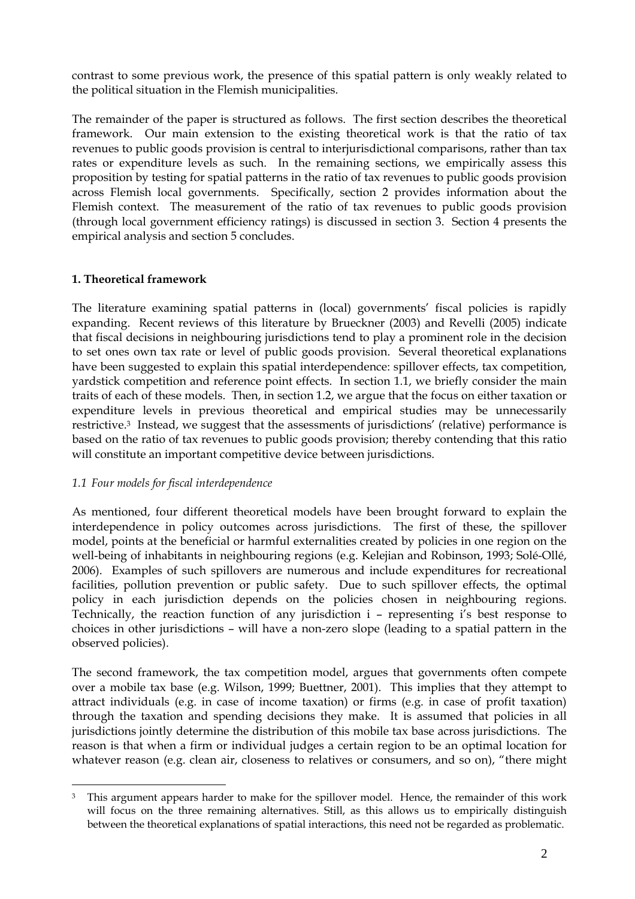contrast to some previous work, the presence of this spatial pattern is only weakly related to the political situation in the Flemish municipalities.

The remainder of the paper is structured as follows. The first section describes the theoretical framework. Our main extension to the existing theoretical work is that the ratio of tax revenues to public goods provision is central to interjurisdictional comparisons, rather than tax rates or expenditure levels as such. In the remaining sections, we empirically assess this proposition by testing for spatial patterns in the ratio of tax revenues to public goods provision across Flemish local governments. Specifically, section 2 provides information about the Flemish context. The measurement of the ratio of tax revenues to public goods provision (through local government efficiency ratings) is discussed in section 3. Section 4 presents the empirical analysis and section 5 concludes.

## 1. Theoretical framework

The literature examining spatial patterns in (local) governments' fiscal policies is rapidly expanding. Recent reviews of this literature by Brueckner (2003) and Revelli (2005) indicate that fiscal decisions in neighbouring jurisdictions tend to play a prominent role in the decision to set ones own tax rate or level of public goods provision. Several theoretical explanations have been suggested to explain this spatial interdependence: spillover effects, tax competition, yardstick competition and reference point effects. In section 1.1, we briefly consider the main traits of each of these models. Then, in section 1.2, we argue that the focus on either taxation or expenditure levels in previous theoretical and empirical studies may be unnecessarily restrictive.[3] Instead, we suggest that the assessments of jurisdictions' (relative) performance is based on the ratio of tax revenues to public goods provision; thereby contending that this ratio will constitute an important competitive device between jurisdictions.

### *1.1 Four models for fiscal interdependence*

As mentioned, four different theoretical models have been brought forward to explain the interdependence in policy outcomes across jurisdictions. The first of these, the spillover model, points at the beneficial or harmful externalities created by policies in one region on the well-being of inhabitants in neighbouring regions (e.g. Kelejian and Robinson, 1993; Solé-Ollé, 2006). Examples of such spillovers are numerous and include expenditures for recreational facilities, pollution prevention or public safety. Due to such spillover effects, the optimal policy in each jurisdiction depends on the policies chosen in neighbouring regions. Technically, the reaction function of any jurisdiction i – representing i's best response to choices in other jurisdictions – will have a non-zero slope (leading to a spatial pattern in the observed policies).

The second framework, the tax competition model, argues that governments often compete over a mobile tax base (e.g. Wilson, 1999; Buettner, 2001). This implies that they attempt to attract individuals (e.g. in case of income taxation) or firms (e.g. in case of profit taxation) through the taxation and spending decisions they make. It is assumed that policies in all jurisdictions jointly determine the distribution of this mobile tax base across jurisdictions. The reason is that when a firm or individual judges a certain region to be an optimal location for whatever reason (e.g. clean air, closeness to relatives or consumers, and so on), "there might

[3] This argument appears harder to make for the spillover model. Hence, the remainder of this work will focus on the three remaining alternatives. Still, as this allows us to empirically distinguish between the theoretical explanations of spatial interactions, this need not be regarded as problematic.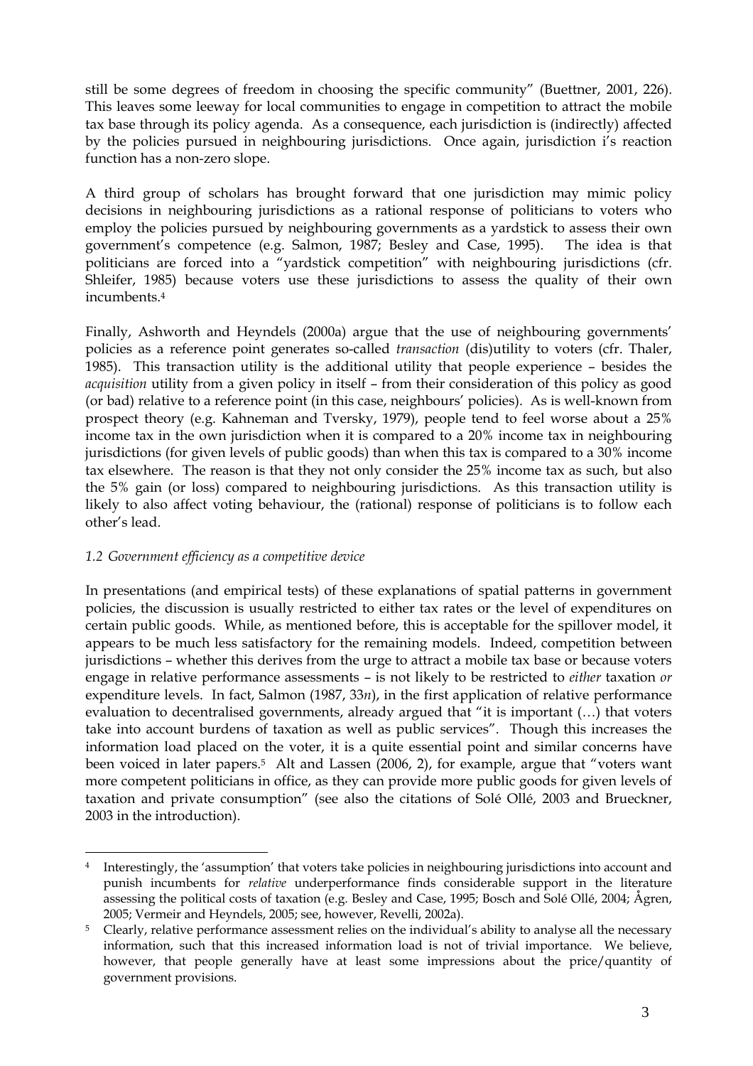still be some degrees of freedom in choosing the specific community" (Buettner, 2001, 226). This leaves some leeway for local communities to engage in competition to attract the mobile tax base through its policy agenda. As a consequence, each jurisdiction is (indirectly) affected by the policies pursued in neighbouring jurisdictions. Once again, jurisdiction i's reaction function has a non-zero slope.

A third group of scholars has brought forward that one jurisdiction may mimic policy decisions in neighbouring jurisdictions as a rational response of politicians to voters who employ the policies pursued by neighbouring governments as a yardstick to assess their own government's competence (e.g. Salmon, 1987; Besley and Case, 1995). The idea is that politicians are forced into a "yardstick competition" with neighbouring jurisdictions (cfr. Shleifer, 1985) because voters use these jurisdictions to assess the quality of their own incumbents.[4]

Finally, Ashworth and Heyndels (2000a) argue that the use of neighbouring governments' policies as a reference point generates so-called *transaction* (dis)utility to voters (cfr. Thaler, 1985). This transaction utility is the additional utility that people experience – besides the *acquisition* utility from a given policy in itself – from their consideration of this policy as good (or bad) relative to a reference point (in this case, neighbours' policies). As is well-known from prospect theory (e.g. Kahneman and Tversky, 1979), people tend to feel worse about a 25% income tax in the own jurisdiction when it is compared to a 20% income tax in neighbouring jurisdictions (for given levels of public goods) than when this tax is compared to a 30% income tax elsewhere. The reason is that they not only consider the 25% income tax as such, but also the 5% gain (or loss) compared to neighbouring jurisdictions. As this transaction utility is likely to also affect voting behaviour, the (rational) response of politicians is to follow each other's lead.

### *1.2 Government efficiency as a competitive device*

In presentations (and empirical tests) of these explanations of spatial patterns in government policies, the discussion is usually restricted to either tax rates or the level of expenditures on certain public goods. While, as mentioned before, this is acceptable for the spillover model, it appears to be much less satisfactory for the remaining models. Indeed, competition between jurisdictions – whether this derives from the urge to attract a mobile tax base or because voters engage in relative performance assessments – is not likely to be restricted to *either* taxation *or* expenditure levels. In fact, Salmon (1987, 33*n*), in the first application of relative performance evaluation to decentralised governments, already argued that "it is important (…) that voters take into account burdens of taxation as well as public services". Though this increases the information load placed on the voter, it is a quite essential point and similar concerns have been voiced in later papers.[5] Alt and Lassen (2006, 2), for example, argue that "voters want more competent politicians in office, as they can provide more public goods for given levels of taxation and private consumption" (see also the citations of Solé Ollé, 2003 and Brueckner, 2003 in the introduction).

---

[4] Interestingly, the 'assumption' that voters take policies in neighbouring jurisdictions into account and punish incumbents for *relative* underperformance finds considerable support in the literature assessing the political costs of taxation (e.g. Besley and Case, 1995; Bosch and Solé Ollé, 2004; Ågren, 2005; Vermeir and Heyndels, 2005; see, however, Revelli, 2002a).

[5] Clearly, relative performance assessment relies on the individual's ability to analyse all the necessary information, such that this increased information load is not of trivial importance. We believe, however, that people generally have at least some impressions about the price/quantity of government provisions.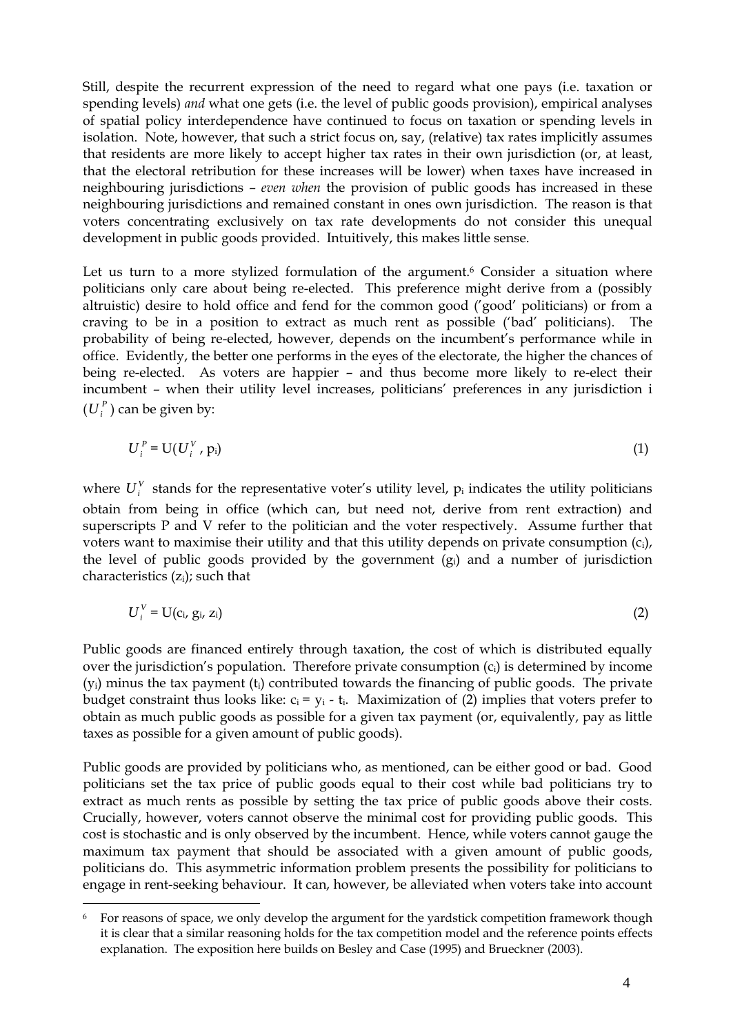Still, despite the recurrent expression of the need to regard what one pays (i.e. taxation or spending levels) *and* what one gets (i.e. the level of public goods provision), empirical analyses of spatial policy interdependence have continued to focus on taxation or spending levels in isolation. Note, however, that such a strict focus on, say, (relative) tax rates implicitly assumes that residents are more likely to accept higher tax rates in their own jurisdiction (or, at least, that the electoral retribution for these increases will be lower) when taxes have increased in neighbouring jurisdictions – *even when* the provision of public goods has increased in these neighbouring jurisdictions and remained constant in ones own jurisdiction. The reason is that voters concentrating exclusively on tax rate developments do not consider this unequal development in public goods provided. Intuitively, this makes little sense.

Let us turn to a more stylized formulation of the argument.[6] Consider a situation where politicians only care about being re-elected. This preference might derive from a (possibly altruistic) desire to hold office and fend for the common good ('good' politicians) or from a craving to be in a position to extract as much rent as possible ('bad' politicians). The probability of being re-elected, however, depends on the incumbent's performance while in office. Evidently, the better one performs in the eyes of the electorate, the higher the chances of being re-elected. As voters are happier – and thus become more likely to re-elect their incumbent – when their utility level increases, politicians' preferences in any jurisdiction i ($U_i^P$) can be given by:

$$U_i^P = \mathrm{U}(U_i^V, p_i) \tag{1}$$

where $U_i^V$ stands for the representative voter's utility level, $p_i$ indicates the utility politicians obtain from being in office (which can, but need not, derive from rent extraction) and superscripts P and V refer to the politician and the voter respectively. Assume further that voters want to maximise their utility and that this utility depends on private consumption ($c_i$), the level of public goods provided by the government ($g_i$) and a number of jurisdiction characteristics ($z_i$); such that

$$U_i^V = \mathrm{U}(c_i, g_i, z_i) \tag{2}$$

Public goods are financed entirely through taxation, the cost of which is distributed equally over the jurisdiction's population. Therefore private consumption ($c_i$) is determined by income ($y_i$) minus the tax payment ($t_i$) contributed towards the financing of public goods. The private budget constraint thus looks like: $c_i = y_i - t_i$. Maximization of (2) implies that voters prefer to obtain as much public goods as possible for a given tax payment (or, equivalently, pay as little taxes as possible for a given amount of public goods).

Public goods are provided by politicians who, as mentioned, can be either good or bad. Good politicians set the tax price of public goods equal to their cost while bad politicians try to extract as much rents as possible by setting the tax price of public goods above their costs. Crucially, however, voters cannot observe the minimal cost for providing public goods. This cost is stochastic and is only observed by the incumbent. Hence, while voters cannot gauge the maximum tax payment that should be associated with a given amount of public goods, politicians do. This asymmetric information problem presents the possibility for politicians to engage in rent-seeking behaviour. It can, however, be alleviated when voters take into account

---

[6] For reasons of space, we only develop the argument for the yardstick competition framework though it is clear that a similar reasoning holds for the tax competition model and the reference points effects explanation. The exposition here builds on Besley and Case (1995) and Brueckner (2003).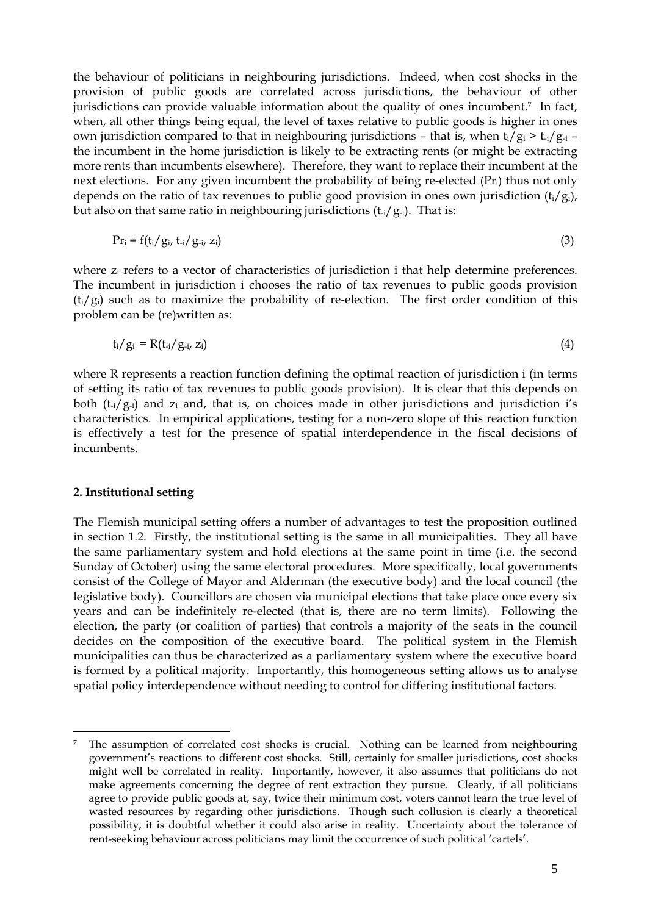the behaviour of politicians in neighbouring jurisdictions. Indeed, when cost shocks in the provision of public goods are correlated across jurisdictions, the behaviour of other jurisdictions can provide valuable information about the quality of ones incumbent.[7] In fact, when, all other things being equal, the level of taxes relative to public goods is higher in ones own jurisdiction compared to that in neighbouring jurisdictions – that is, when $t_i/g_i > t_{-i}/g_{-i}$ – the incumbent in the home jurisdiction is likely to be extracting rents (or might be extracting more rents than incumbents elsewhere). Therefore, they want to replace their incumbent at the next elections. For any given incumbent the probability of being re-elected ($Pr_i$) thus not only depends on the ratio of tax revenues to public good provision in ones own jurisdiction ($t_i/g_i$), but also on that same ratio in neighbouring jurisdictions ($t_{-i}/g_{-i}$). That is:

$$Pr_i = f(t_i/g_i, t_{-i}/g_{-i}, z_i) \tag{3}$$

where $z_i$ refers to a vector of characteristics of jurisdiction i that help determine preferences. The incumbent in jurisdiction i chooses the ratio of tax revenues to public goods provision ($t_i/g_i$) such as to maximize the probability of re-election. The first order condition of this problem can be (re)written as:

$$t_i/g_i = R(t_{-i}/g_{-i}, z_i) \tag{4}$$

where R represents a reaction function defining the optimal reaction of jurisdiction i (in terms of setting its ratio of tax revenues to public goods provision). It is clear that this depends on both ($t_{-i}/g_{-i}$) and $z_i$ and, that is, on choices made in other jurisdictions and jurisdiction i's characteristics. In empirical applications, testing for a non-zero slope of this reaction function is effectively a test for the presence of spatial interdependence in the fiscal decisions of incumbents.

## 2. Institutional setting

The Flemish municipal setting offers a number of advantages to test the proposition outlined in section 1.2. Firstly, the institutional setting is the same in all municipalities. They all have the same parliamentary system and hold elections at the same point in time (i.e. the second Sunday of October) using the same electoral procedures. More specifically, local governments consist of the College of Mayor and Alderman (the executive body) and the local council (the legislative body). Councillors are chosen via municipal elections that take place once every six years and can be indefinitely re-elected (that is, there are no term limits). Following the election, the party (or coalition of parties) that controls a majority of the seats in the council decides on the composition of the executive board. The political system in the Flemish municipalities can thus be characterized as a parliamentary system where the executive board is formed by a political majority. Importantly, this homogeneous setting allows us to analyse spatial policy interdependence without needing to control for differing institutional factors.

[7] The assumption of correlated cost shocks is crucial. Nothing can be learned from neighbouring government's reactions to different cost shocks. Still, certainly for smaller jurisdictions, cost shocks might well be correlated in reality. Importantly, however, it also assumes that politicians do not make agreements concerning the degree of rent extraction they pursue. Clearly, if all politicians agree to provide public goods at, say, twice their minimum cost, voters cannot learn the true level of wasted resources by regarding other jurisdictions. Though such collusion is clearly a theoretical possibility, it is doubtful whether it could also arise in reality. Uncertainty about the tolerance of rent-seeking behaviour across politicians may limit the occurrence of such political 'cartels'.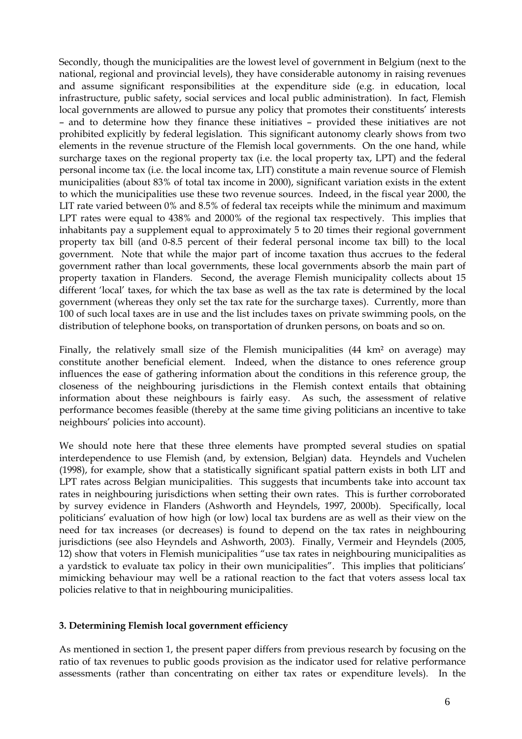Secondly, though the municipalities are the lowest level of government in Belgium (next to the national, regional and provincial levels), they have considerable autonomy in raising revenues and assume significant responsibilities at the expenditure side (e.g. in education, local infrastructure, public safety, social services and local public administration). In fact, Flemish local governments are allowed to pursue any policy that promotes their constituents' interests – and to determine how they finance these initiatives – provided these initiatives are not prohibited explicitly by federal legislation. This significant autonomy clearly shows from two elements in the revenue structure of the Flemish local governments. On the one hand, while surcharge taxes on the regional property tax (i.e. the local property tax, LPT) and the federal personal income tax (i.e. the local income tax, LIT) constitute a main revenue source of Flemish municipalities (about 83% of total tax income in 2000), significant variation exists in the extent to which the municipalities use these two revenue sources. Indeed, in the fiscal year 2000, the LIT rate varied between 0% and 8.5% of federal tax receipts while the minimum and maximum LPT rates were equal to 438% and 2000% of the regional tax respectively. This implies that inhabitants pay a supplement equal to approximately 5 to 20 times their regional government property tax bill (and 0-8.5 percent of their federal personal income tax bill) to the local government. Note that while the major part of income taxation thus accrues to the federal government rather than local governments, these local governments absorb the main part of property taxation in Flanders. Second, the average Flemish municipality collects about 15 different 'local' taxes, for which the tax base as well as the tax rate is determined by the local government (whereas they only set the tax rate for the surcharge taxes). Currently, more than 100 of such local taxes are in use and the list includes taxes on private swimming pools, on the distribution of telephone books, on transportation of drunken persons, on boats and so on.

Finally, the relatively small size of the Flemish municipalities (44 km² on average) may constitute another beneficial element. Indeed, when the distance to ones reference group influences the ease of gathering information about the conditions in this reference group, the closeness of the neighbouring jurisdictions in the Flemish context entails that obtaining information about these neighbours is fairly easy. As such, the assessment of relative performance becomes feasible (thereby at the same time giving politicians an incentive to take neighbours' policies into account).

We should note here that these three elements have prompted several studies on spatial interdependence to use Flemish (and, by extension, Belgian) data. Heyndels and Vuchelen (1998), for example, show that a statistically significant spatial pattern exists in both LIT and LPT rates across Belgian municipalities. This suggests that incumbents take into account tax rates in neighbouring jurisdictions when setting their own rates. This is further corroborated by survey evidence in Flanders (Ashworth and Heyndels, 1997, 2000b). Specifically, local politicians' evaluation of how high (or low) local tax burdens are as well as their view on the need for tax increases (or decreases) is found to depend on the tax rates in neighbouring jurisdictions (see also Heyndels and Ashworth, 2003). Finally, Vermeir and Heyndels (2005, 12) show that voters in Flemish municipalities "use tax rates in neighbouring municipalities as a yardstick to evaluate tax policy in their own municipalities". This implies that politicians' mimicking behaviour may well be a rational reaction to the fact that voters assess local tax policies relative to that in neighbouring municipalities.

## 3. Determining Flemish local government efficiency

As mentioned in section 1, the present paper differs from previous research by focusing on the ratio of tax revenues to public goods provision as the indicator used for relative performance assessments (rather than concentrating on either tax rates or expenditure levels). In the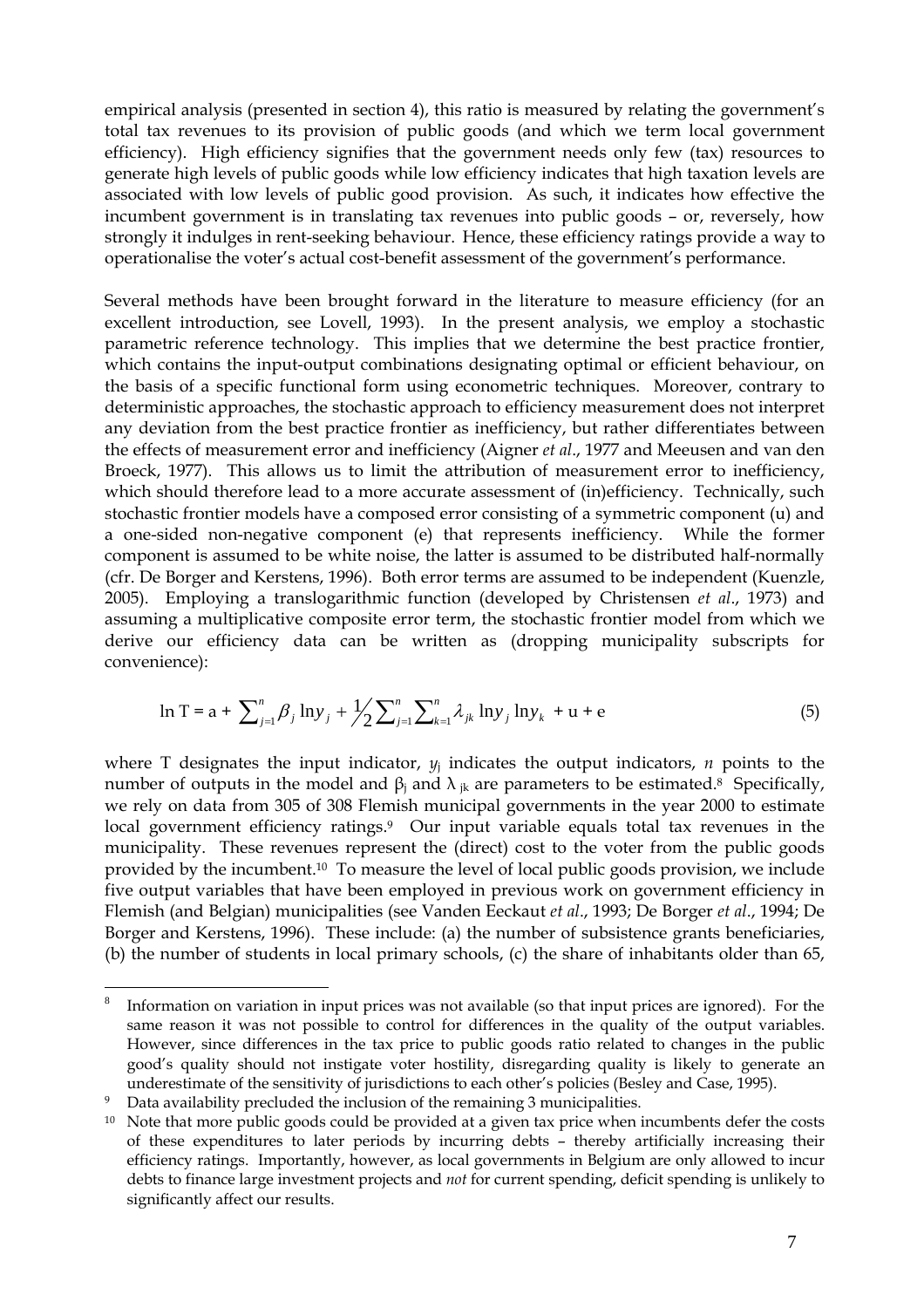empirical analysis (presented in section 4), this ratio is measured by relating the government's total tax revenues to its provision of public goods (and which we term local government efficiency). High efficiency signifies that the government needs only few (tax) resources to generate high levels of public goods while low efficiency indicates that high taxation levels are associated with low levels of public good provision. As such, it indicates how effective the incumbent government is in translating tax revenues into public goods – or, reversely, how strongly it indulges in rent-seeking behaviour. Hence, these efficiency ratings provide a way to operationalise the voter's actual cost-benefit assessment of the government's performance.

Several methods have been brought forward in the literature to measure efficiency (for an excellent introduction, see Lovell, 1993). In the present analysis, we employ a stochastic parametric reference technology. This implies that we determine the best practice frontier, which contains the input-output combinations designating optimal or efficient behaviour, on the basis of a specific functional form using econometric techniques. Moreover, contrary to deterministic approaches, the stochastic approach to efficiency measurement does not interpret any deviation from the best practice frontier as inefficiency, but rather differentiates between the effects of measurement error and inefficiency (Aigner *et al*., 1977 and Meeusen and van den Broeck, 1977). This allows us to limit the attribution of measurement error to inefficiency, which should therefore lead to a more accurate assessment of (in)efficiency. Technically, such stochastic frontier models have a composed error consisting of a symmetric component (u) and a one-sided non-negative component (e) that represents inefficiency. While the former component is assumed to be white noise, the latter is assumed to be distributed half-normally (cfr. De Borger and Kerstens, 1996). Both error terms are assumed to be independent (Kuenzle, 2005). Employing a translogarithmic function (developed by Christensen *et al*., 1973) and assuming a multiplicative composite error term, the stochastic frontier model from which we derive our efficiency data can be written as (dropping municipality subscripts for convenience):

$$\ln T = a + \sum_{j=1}^{n} \beta_j \ln y_j + \frac{1}{2} \sum_{j=1}^{n} \sum_{k=1}^{n} \lambda_{jk} \ln y_j \ln y_k + u + e \qquad (5)$$

where T designates the input indicator, $y_j$ indicates the output indicators, $n$ points to the number of outputs in the model and $\beta_j$ and $\lambda_{jk}$ are parameters to be estimated.[8] Specifically, we rely on data from 305 of 308 Flemish municipal governments in the year 2000 to estimate local government efficiency ratings.[9] Our input variable equals total tax revenues in the municipality. These revenues represent the (direct) cost to the voter from the public goods provided by the incumbent.[10] To measure the level of local public goods provision, we include five output variables that have been employed in previous work on government efficiency in Flemish (and Belgian) municipalities (see Vanden Eeckaut *et al*., 1993; De Borger *et al*., 1994; De Borger and Kerstens, 1996). These include: (a) the number of subsistence grants beneficiaries, (b) the number of students in local primary schools, (c) the share of inhabitants older than 65,

---

[8] Information on variation in input prices was not available (so that input prices are ignored). For the same reason it was not possible to control for differences in the quality of the output variables. However, since differences in the tax price to public goods ratio related to changes in the public good's quality should not instigate voter hostility, disregarding quality is likely to generate an underestimate of the sensitivity of jurisdictions to each other's policies (Besley and Case, 1995).

[9] Data availability precluded the inclusion of the remaining 3 municipalities.

[10] Note that more public goods could be provided at a given tax price when incumbents defer the costs of these expenditures to later periods by incurring debts – thereby artificially increasing their efficiency ratings. Importantly, however, as local governments in Belgium are only allowed to incur debts to finance large investment projects and *not* for current spending, deficit spending is unlikely to significantly affect our results.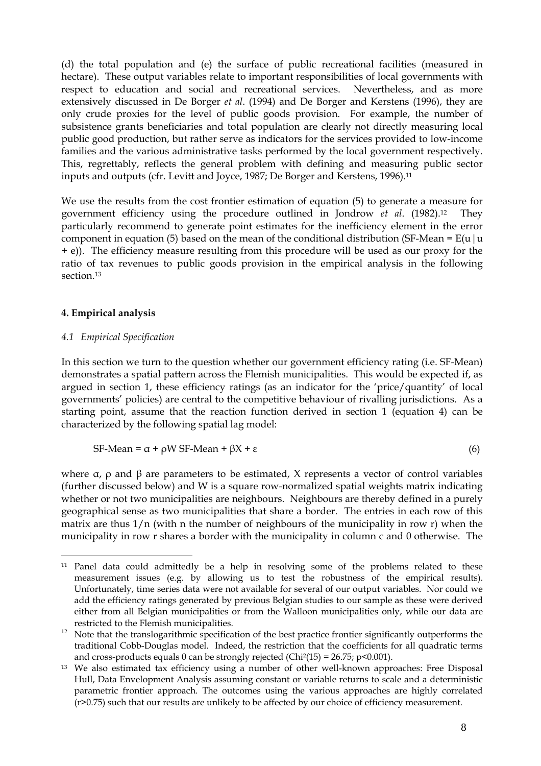(d) the total population and (e) the surface of public recreational facilities (measured in hectare). These output variables relate to important responsibilities of local governments with respect to education and social and recreational services. Nevertheless, and as more extensively discussed in De Borger *et al*. (1994) and De Borger and Kerstens (1996), they are only crude proxies for the level of public goods provision. For example, the number of subsistence grants beneficiaries and total population are clearly not directly measuring local public good production, but rather serve as indicators for the services provided to low-income families and the various administrative tasks performed by the local government respectively. This, regrettably, reflects the general problem with defining and measuring public sector inputs and outputs (cfr. Levitt and Joyce, 1987; De Borger and Kerstens, 1996).[11]

We use the results from the cost frontier estimation of equation (5) to generate a measure for government efficiency using the procedure outlined in Jondrow *et al*. (1982).[12] They particularly recommend to generate point estimates for the inefficiency element in the error component in equation (5) based on the mean of the conditional distribution (SF-Mean = $E(u \mid u + e)$). The efficiency measure resulting from this procedure will be used as our proxy for the ratio of tax revenues to public goods provision in the empirical analysis in the following section.[13]

## 4. Empirical analysis

### *4.1 Empirical Specification*

In this section we turn to the question whether our government efficiency rating (i.e. SF-Mean) demonstrates a spatial pattern across the Flemish municipalities. This would be expected if, as argued in section 1, these efficiency ratings (as an indicator for the 'price/quantity' of local governments' policies) are central to the competitive behaviour of rivalling jurisdictions. As a starting point, assume that the reaction function derived in section 1 (equation 4) can be characterized by the following spatial lag model:

$$\text{SF-Mean} = \alpha + \rho W \, \text{SF-Mean} + \beta X + \varepsilon \qquad (6)$$

where $\alpha$, $\rho$ and $\beta$ are parameters to be estimated, X represents a vector of control variables (further discussed below) and W is a square row-normalized spatial weights matrix indicating whether or not two municipalities are neighbours. Neighbours are thereby defined in a purely geographical sense as two municipalities that share a border. The entries in each row of this matrix are thus $1/n$ (with n the number of neighbours of the municipality in row r) when the municipality in row r shares a border with the municipality in column c and 0 otherwise. The

---

[11] Panel data could admittedly be a help in resolving some of the problems related to these measurement issues (e.g. by allowing us to test the robustness of the empirical results). Unfortunately, time series data were not available for several of our output variables. Nor could we add the efficiency ratings generated by previous Belgian studies to our sample as these were derived either from all Belgian municipalities or from the Walloon municipalities only, while our data are restricted to the Flemish municipalities.

[12] Note that the translogarithmic specification of the best practice frontier significantly outperforms the traditional Cobb-Douglas model. Indeed, the restriction that the coefficients for all quadratic terms and cross-products equals 0 can be strongly rejected ($Chi^2(15) = 26.75$; $p<0.001$).

[13] We also estimated tax efficiency using a number of other well-known approaches: Free Disposal Hull, Data Envelopment Analysis assuming constant or variable returns to scale and a deterministic parametric frontier approach. The outcomes using the various approaches are highly correlated ($r>0.75$) such that our results are unlikely to be affected by our choice of efficiency measurement.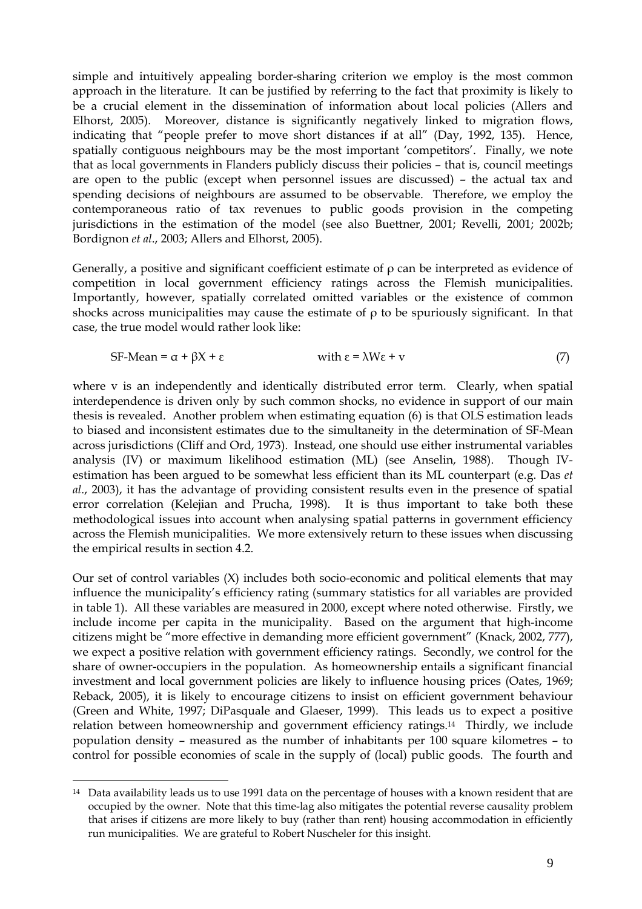simple and intuitively appealing border-sharing criterion we employ is the most common approach in the literature. It can be justified by referring to the fact that proximity is likely to be a crucial element in the dissemination of information about local policies (Allers and Elhorst, 2005). Moreover, distance is significantly negatively linked to migration flows, indicating that "people prefer to move short distances if at all" (Day, 1992, 135). Hence, spatially contiguous neighbours may be the most important 'competitors'. Finally, we note that as local governments in Flanders publicly discuss their policies – that is, council meetings are open to the public (except when personnel issues are discussed) – the actual tax and spending decisions of neighbours are assumed to be observable. Therefore, we employ the contemporaneous ratio of tax revenues to public goods provision in the competing jurisdictions in the estimation of the model (see also Buettner, 2001; Revelli, 2001; 2002b; Bordignon *et al*., 2003; Allers and Elhorst, 2005).

Generally, a positive and significant coefficient estimate of $\rho$ can be interpreted as evidence of competition in local government efficiency ratings across the Flemish municipalities. Importantly, however, spatially correlated omitted variables or the existence of common shocks across municipalities may cause the estimate of $\rho$ to be spuriously significant. In that case, the true model would rather look like:

$$\text{SF-Mean} = \alpha + \beta X + \varepsilon \qquad \text{with } \varepsilon = \lambda W \varepsilon + v \tag{7}$$

where v is an independently and identically distributed error term. Clearly, when spatial interdependence is driven only by such common shocks, no evidence in support of our main thesis is revealed. Another problem when estimating equation (6) is that OLS estimation leads to biased and inconsistent estimates due to the simultaneity in the determination of SF-Mean across jurisdictions (Cliff and Ord, 1973). Instead, one should use either instrumental variables analysis (IV) or maximum likelihood estimation (ML) (see Anselin, 1988). Though IV-estimation has been argued to be somewhat less efficient than its ML counterpart (e.g. Das *et al*., 2003), it has the advantage of providing consistent results even in the presence of spatial error correlation (Kelejian and Prucha, 1998). It is thus important to take both these methodological issues into account when analysing spatial patterns in government efficiency across the Flemish municipalities. We more extensively return to these issues when discussing the empirical results in section 4.2.

Our set of control variables (X) includes both socio-economic and political elements that may influence the municipality's efficiency rating (summary statistics for all variables are provided in table 1). All these variables are measured in 2000, except where noted otherwise. Firstly, we include income per capita in the municipality. Based on the argument that high-income citizens might be "more effective in demanding more efficient government" (Knack, 2002, 777), we expect a positive relation with government efficiency ratings. Secondly, we control for the share of owner-occupiers in the population. As homeownership entails a significant financial investment and local government policies are likely to influence housing prices (Oates, 1969; Reback, 2005), it is likely to encourage citizens to insist on efficient government behaviour (Green and White, 1997; DiPasquale and Glaeser, 1999). This leads us to expect a positive relation between homeownership and government efficiency ratings.[14] Thirdly, we include population density – measured as the number of inhabitants per 100 square kilometres – to control for possible economies of scale in the supply of (local) public goods. The fourth and

[14] Data availability leads us to use 1991 data on the percentage of houses with a known resident that are occupied by the owner. Note that this time-lag also mitigates the potential reverse causality problem that arises if citizens are more likely to buy (rather than rent) housing accommodation in efficiently run municipalities. We are grateful to Robert Nuscheler for this insight.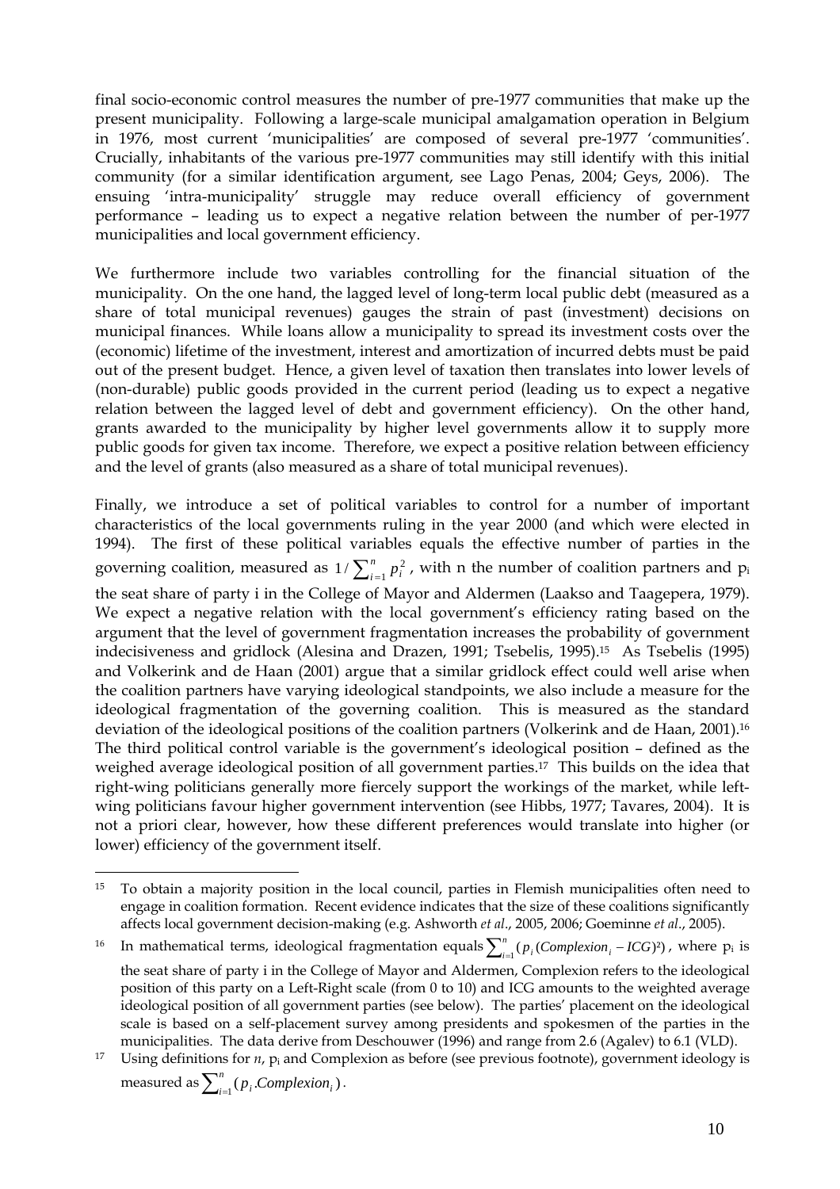final socio-economic control measures the number of pre-1977 communities that make up the present municipality. Following a large-scale municipal amalgamation operation in Belgium in 1976, most current 'municipalities' are composed of several pre-1977 'communities'. Crucially, inhabitants of the various pre-1977 communities may still identify with this initial community (for a similar identification argument, see Lago Penas, 2004; Geys, 2006). The ensuing 'intra-municipality' struggle may reduce overall efficiency of government performance – leading us to expect a negative relation between the number of per-1977 municipalities and local government efficiency.

We furthermore include two variables controlling for the financial situation of the municipality. On the one hand, the lagged level of long-term local public debt (measured as a share of total municipal revenues) gauges the strain of past (investment) decisions on municipal finances. While loans allow a municipality to spread its investment costs over the (economic) lifetime of the investment, interest and amortization of incurred debts must be paid out of the present budget. Hence, a given level of taxation then translates into lower levels of (non-durable) public goods provided in the current period (leading us to expect a negative relation between the lagged level of debt and government efficiency). On the other hand, grants awarded to the municipality by higher level governments allow it to supply more public goods for given tax income. Therefore, we expect a positive relation between efficiency and the level of grants (also measured as a share of total municipal revenues).

Finally, we introduce a set of political variables to control for a number of important characteristics of the local governments ruling in the year 2000 (and which were elected in 1994). The first of these political variables equals the effective number of parties in the governing coalition, measured as $1/\sum_{i=1}^{n} p_i^2$, with n the number of coalition partners and $p_i$ the seat share of party i in the College of Mayor and Aldermen (Laakso and Taagepera, 1979). We expect a negative relation with the local government's efficiency rating based on the argument that the level of government fragmentation increases the probability of government indecisiveness and gridlock (Alesina and Drazen, 1991; Tsebelis, 1995).[15] As Tsebelis (1995) and Volkerink and de Haan (2001) argue that a similar gridlock effect could well arise when the coalition partners have varying ideological standpoints, we also include a measure for the ideological fragmentation of the governing coalition. This is measured as the standard deviation of the ideological positions of the coalition partners (Volkerink and de Haan, 2001).[16] The third political control variable is the government's ideological position – defined as the weighed average ideological position of all government parties.[17] This builds on the idea that right-wing politicians generally more fiercely support the workings of the market, while left-wing politicians favour higher government intervention (see Hibbs, 1977; Tavares, 2004). It is not a priori clear, however, how these different preferences would translate into higher (or lower) efficiency of the government itself.

[15] To obtain a majority position in the local council, parties in Flemish municipalities often need to engage in coalition formation. Recent evidence indicates that the size of these coalitions significantly affects local government decision-making (e.g. Ashworth *et al*., 2005, 2006; Goeminne *et al*., 2005).

[16] In mathematical terms, ideological fragmentation equals $\sum_{i=1}^{n}(p_i(Complexion_i - ICG)^2)$, where $p_i$ is the seat share of party i in the College of Mayor and Aldermen, Complexion refers to the ideological position of this party on a Left-Right scale (from 0 to 10) and ICG amounts to the weighted average ideological position of all government parties (see below). The parties' placement on the ideological scale is based on a self-placement survey among presidents and spokesmen of the parties in the municipalities. The data derive from Deschouwer (1996) and range from 2.6 (Agalev) to 6.1 (VLD).

[17] Using definitions for $n$, $p_i$ and Complexion as before (see previous footnote), government ideology is measured as $\sum_{i=1}^{n}(p_i.Complexion_i)$.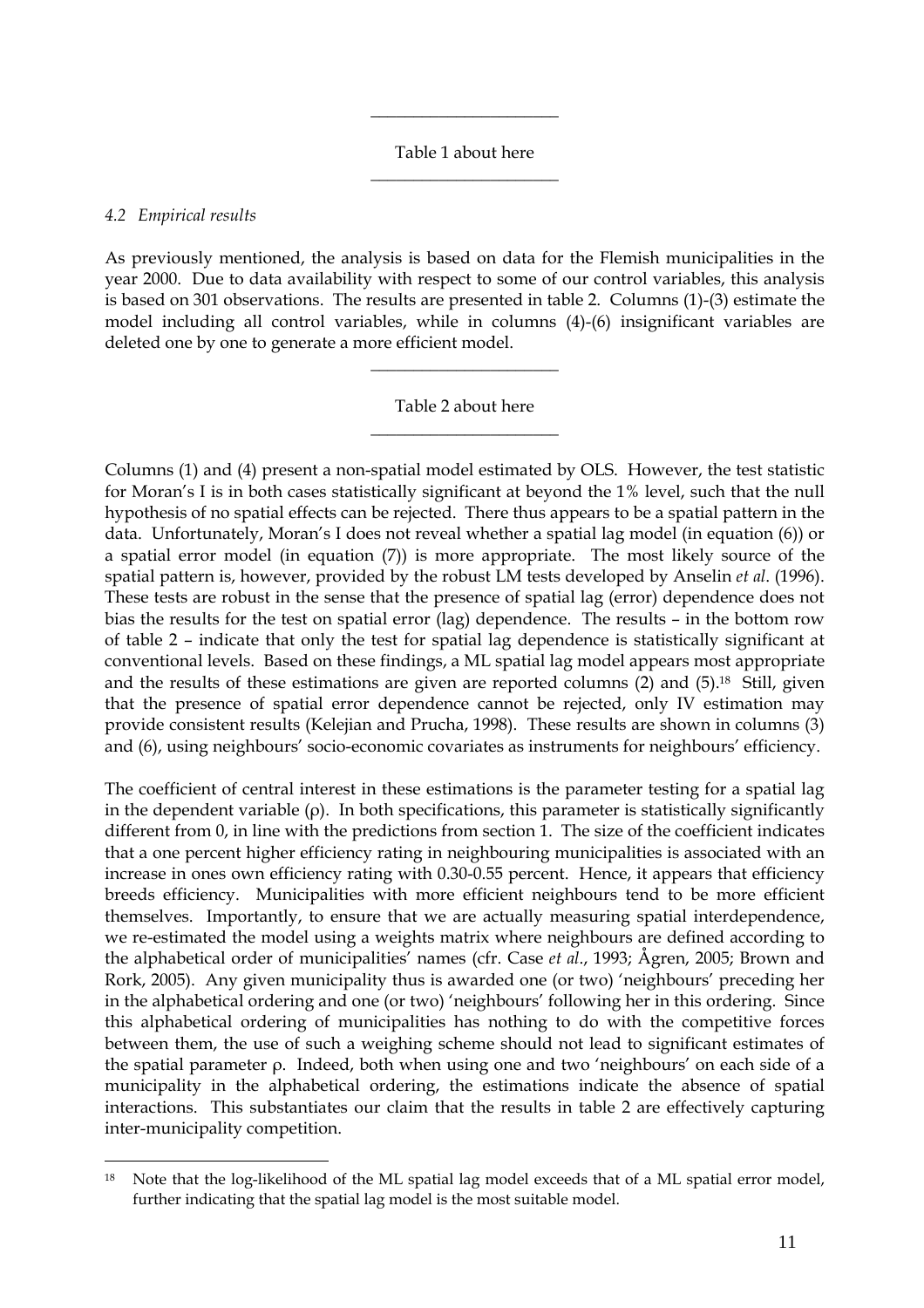______________________

Table 1 about here

______________________

### *4.2 Empirical results*

As previously mentioned, the analysis is based on data for the Flemish municipalities in the year 2000. Due to data availability with respect to some of our control variables, this analysis is based on 301 observations. The results are presented in table 2. Columns (1)-(3) estimate the model including all control variables, while in columns (4)-(6) insignificant variables are deleted one by one to generate a more efficient model.

______________________

Table 2 about here

______________________

Columns (1) and (4) present a non-spatial model estimated by OLS. However, the test statistic for Moran's I is in both cases statistically significant at beyond the 1% level, such that the null hypothesis of no spatial effects can be rejected. There thus appears to be a spatial pattern in the data. Unfortunately, Moran's I does not reveal whether a spatial lag model (in equation (6)) or a spatial error model (in equation (7)) is more appropriate. The most likely source of the spatial pattern is, however, provided by the robust LM tests developed by Anselin *et al*. (1996). These tests are robust in the sense that the presence of spatial lag (error) dependence does not bias the results for the test on spatial error (lag) dependence. The results – in the bottom row of table 2 – indicate that only the test for spatial lag dependence is statistically significant at conventional levels. Based on these findings, a ML spatial lag model appears most appropriate and the results of these estimations are given are reported columns (2) and (5).[18] Still, given that the presence of spatial error dependence cannot be rejected, only IV estimation may provide consistent results (Kelejian and Prucha, 1998). These results are shown in columns (3) and (6), using neighbours' socio-economic covariates as instruments for neighbours' efficiency.

The coefficient of central interest in these estimations is the parameter testing for a spatial lag in the dependent variable ($\rho$). In both specifications, this parameter is statistically significantly different from 0, in line with the predictions from section 1. The size of the coefficient indicates that a one percent higher efficiency rating in neighbouring municipalities is associated with an increase in ones own efficiency rating with 0.30-0.55 percent. Hence, it appears that efficiency breeds efficiency. Municipalities with more efficient neighbours tend to be more efficient themselves. Importantly, to ensure that we are actually measuring spatial interdependence, we re-estimated the model using a weights matrix where neighbours are defined according to the alphabetical order of municipalities' names (cfr. Case *et al*., 1993; Ågren, 2005; Brown and Rork, 2005). Any given municipality thus is awarded one (or two) 'neighbours' preceding her in the alphabetical ordering and one (or two) 'neighbours' following her in this ordering. Since this alphabetical ordering of municipalities has nothing to do with the competitive forces between them, the use of such a weighing scheme should not lead to significant estimates of the spatial parameter $\rho$. Indeed, both when using one and two 'neighbours' on each side of a municipality in the alphabetical ordering, the estimations indicate the absence of spatial interactions. This substantiates our claim that the results in table 2 are effectively capturing inter-municipality competition.

---

[18] Note that the log-likelihood of the ML spatial lag model exceeds that of a ML spatial error model, further indicating that the spatial lag model is the most suitable model.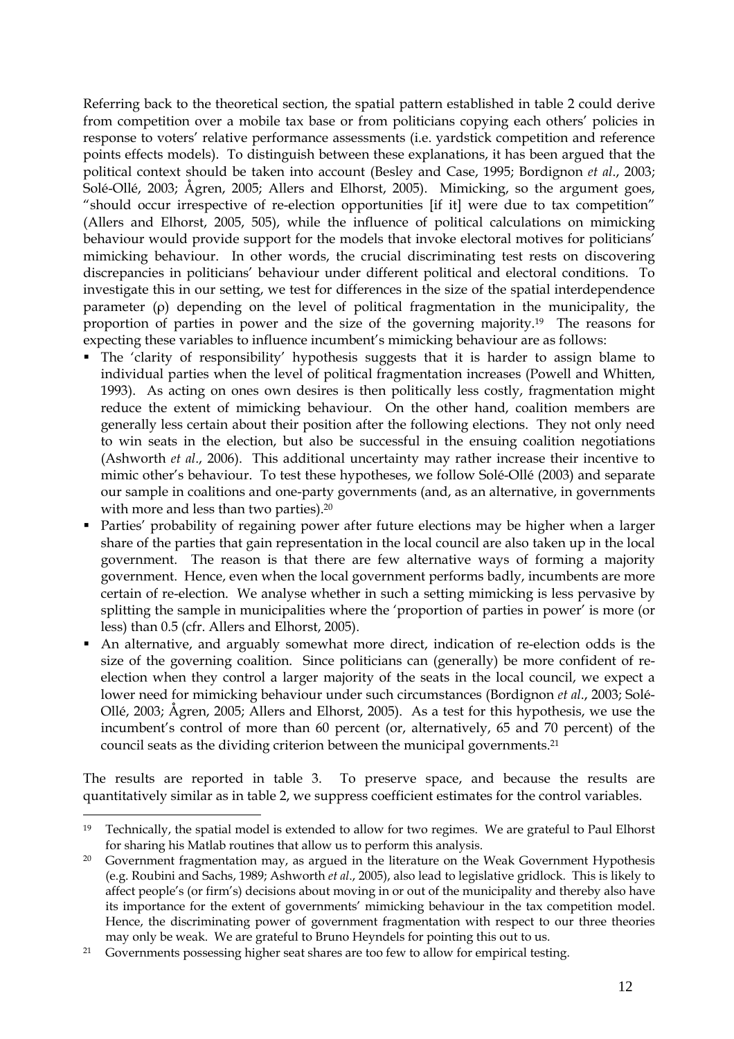Referring back to the theoretical section, the spatial pattern established in table 2 could derive from competition over a mobile tax base or from politicians copying each others' policies in response to voters' relative performance assessments (i.e. yardstick competition and reference points effects models). To distinguish between these explanations, it has been argued that the political context should be taken into account (Besley and Case, 1995; Bordignon *et al*., 2003; Solé-Ollé, 2003; Ågren, 2005; Allers and Elhorst, 2005). Mimicking, so the argument goes, "should occur irrespective of re-election opportunities [if it] were due to tax competition" (Allers and Elhorst, 2005, 505), while the influence of political calculations on mimicking behaviour would provide support for the models that invoke electoral motives for politicians' mimicking behaviour. In other words, the crucial discriminating test rests on discovering discrepancies in politicians' behaviour under different political and electoral conditions. To investigate this in our setting, we test for differences in the size of the spatial interdependence parameter ($\rho$) depending on the level of political fragmentation in the municipality, the proportion of parties in power and the size of the governing majority.[19] The reasons for expecting these variables to influence incumbent's mimicking behaviour are as follows:

- The 'clarity of responsibility' hypothesis suggests that it is harder to assign blame to individual parties when the level of political fragmentation increases (Powell and Whitten, 1993). As acting on ones own desires is then politically less costly, fragmentation might reduce the extent of mimicking behaviour. On the other hand, coalition members are generally less certain about their position after the following elections. They not only need to win seats in the election, but also be successful in the ensuing coalition negotiations (Ashworth *et al*., 2006). This additional uncertainty may rather increase their incentive to mimic other's behaviour. To test these hypotheses, we follow Solé-Ollé (2003) and separate our sample in coalitions and one-party governments (and, as an alternative, in governments with more and less than two parties).[20]
- Parties' probability of regaining power after future elections may be higher when a larger share of the parties that gain representation in the local council are also taken up in the local government. The reason is that there are few alternative ways of forming a majority government. Hence, even when the local government performs badly, incumbents are more certain of re-election. We analyse whether in such a setting mimicking is less pervasive by splitting the sample in municipalities where the 'proportion of parties in power' is more (or less) than 0.5 (cfr. Allers and Elhorst, 2005).
- An alternative, and arguably somewhat more direct, indication of re-election odds is the size of the governing coalition. Since politicians can (generally) be more confident of re-election when they control a larger majority of the seats in the local council, we expect a lower need for mimicking behaviour under such circumstances (Bordignon *et al*., 2003; Solé-Ollé, 2003; Ågren, 2005; Allers and Elhorst, 2005). As a test for this hypothesis, we use the incumbent's control of more than 60 percent (or, alternatively, 65 and 70 percent) of the council seats as the dividing criterion between the municipal governments.[21]

The results are reported in table 3. To preserve space, and because the results are quantitatively similar as in table 2, we suppress coefficient estimates for the control variables.

[19] Technically, the spatial model is extended to allow for two regimes. We are grateful to Paul Elhorst for sharing his Matlab routines that allow us to perform this analysis.

[20] Government fragmentation may, as argued in the literature on the Weak Government Hypothesis (e.g. Roubini and Sachs, 1989; Ashworth *et al*., 2005), also lead to legislative gridlock. This is likely to affect people's (or firm's) decisions about moving in or out of the municipality and thereby also have its importance for the extent of governments' mimicking behaviour in the tax competition model. Hence, the discriminating power of government fragmentation with respect to our three theories may only be weak. We are grateful to Bruno Heyndels for pointing this out to us.

[21] Governments possessing higher seat shares are too few to allow for empirical testing.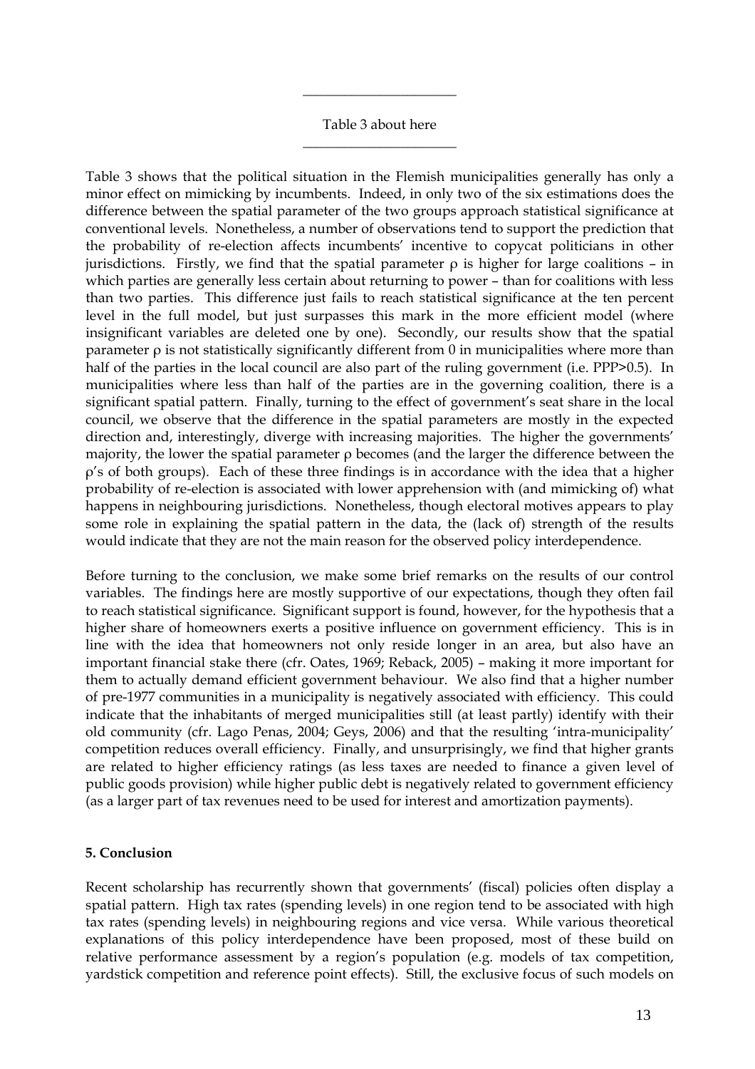______________________

Table 3 about here

______________________

Table 3 shows that the political situation in the Flemish municipalities generally has only a minor effect on mimicking by incumbents. Indeed, in only two of the six estimations does the difference between the spatial parameter of the two groups approach statistical significance at conventional levels. Nonetheless, a number of observations tend to support the prediction that the probability of re-election affects incumbents' incentive to copycat politicians in other jurisdictions. Firstly, we find that the spatial parameter $\rho$ is higher for large coalitions – in which parties are generally less certain about returning to power – than for coalitions with less than two parties. This difference just fails to reach statistical significance at the ten percent level in the full model, but just surpasses this mark in the more efficient model (where insignificant variables are deleted one by one). Secondly, our results show that the spatial parameter $\rho$ is not statistically significantly different from 0 in municipalities where more than half of the parties in the local council are also part of the ruling government (i.e. PPP>0.5). In municipalities where less than half of the parties are in the governing coalition, there is a significant spatial pattern. Finally, turning to the effect of government's seat share in the local council, we observe that the difference in the spatial parameters are mostly in the expected direction and, interestingly, diverge with increasing majorities. The higher the governments' majority, the lower the spatial parameter $\rho$ becomes (and the larger the difference between the $\rho$'s of both groups). Each of these three findings is in accordance with the idea that a higher probability of re-election is associated with lower apprehension with (and mimicking of) what happens in neighbouring jurisdictions. Nonetheless, though electoral motives appears to play some role in explaining the spatial pattern in the data, the (lack of) strength of the results would indicate that they are not the main reason for the observed policy interdependence.

Before turning to the conclusion, we make some brief remarks on the results of our control variables. The findings here are mostly supportive of our expectations, though they often fail to reach statistical significance. Significant support is found, however, for the hypothesis that a higher share of homeowners exerts a positive influence on government efficiency. This is in line with the idea that homeowners not only reside longer in an area, but also have an important financial stake there (cfr. Oates, 1969; Reback, 2005) – making it more important for them to actually demand efficient government behaviour. We also find that a higher number of pre-1977 communities in a municipality is negatively associated with efficiency. This could indicate that the inhabitants of merged municipalities still (at least partly) identify with their old community (cfr. Lago Penas, 2004; Geys, 2006) and that the resulting 'intra-municipality' competition reduces overall efficiency. Finally, and unsurprisingly, we find that higher grants are related to higher efficiency ratings (as less taxes are needed to finance a given level of public goods provision) while higher public debt is negatively related to government efficiency (as a larger part of tax revenues need to be used for interest and amortization payments).

## 5. Conclusion

Recent scholarship has recurrently shown that governments' (fiscal) policies often display a spatial pattern. High tax rates (spending levels) in one region tend to be associated with high tax rates (spending levels) in neighbouring regions and vice versa. While various theoretical explanations of this policy interdependence have been proposed, most of these build on relative performance assessment by a region's population (e.g. models of tax competition, yardstick competition and reference point effects). Still, the exclusive focus of such models on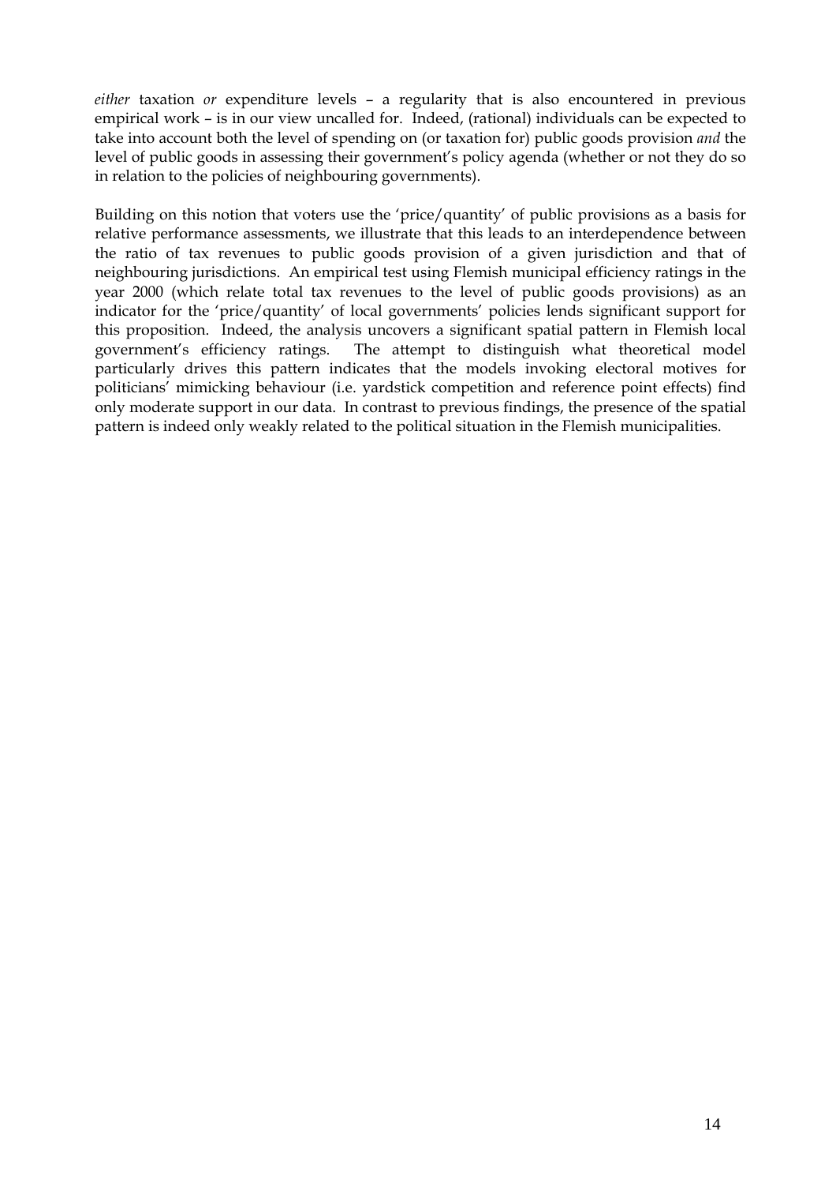*either* taxation *or* expenditure levels – a regularity that is also encountered in previous empirical work – is in our view uncalled for. Indeed, (rational) individuals can be expected to take into account both the level of spending on (or taxation for) public goods provision *and* the level of public goods in assessing their government's policy agenda (whether or not they do so in relation to the policies of neighbouring governments).

Building on this notion that voters use the 'price/quantity' of public provisions as a basis for relative performance assessments, we illustrate that this leads to an interdependence between the ratio of tax revenues to public goods provision of a given jurisdiction and that of neighbouring jurisdictions. An empirical test using Flemish municipal efficiency ratings in the year 2000 (which relate total tax revenues to the level of public goods provisions) as an indicator for the 'price/quantity' of local governments' policies lends significant support for this proposition. Indeed, the analysis uncovers a significant spatial pattern in Flemish local government's efficiency ratings. The attempt to distinguish what theoretical model particularly drives this pattern indicates that the models invoking electoral motives for politicians' mimicking behaviour (i.e. yardstick competition and reference point effects) find only moderate support in our data. In contrast to previous findings, the presence of the spatial pattern is indeed only weakly related to the political situation in the Flemish municipalities.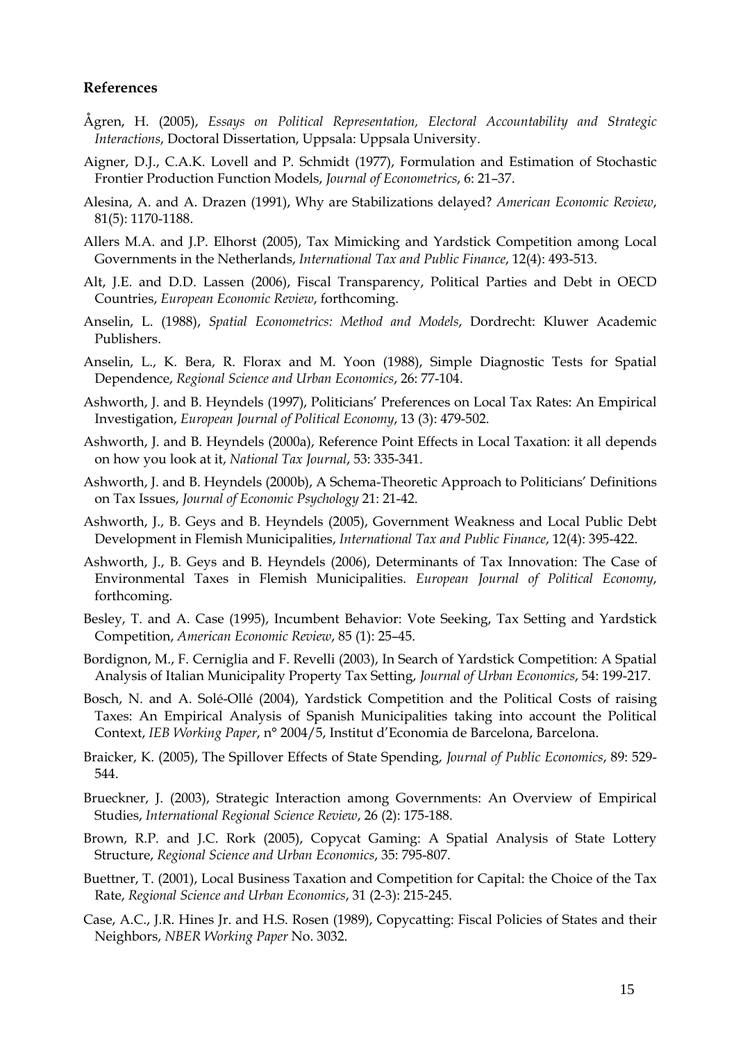## References

Ågren, H. (2005), *Essays on Political Representation, Electoral Accountability and Strategic Interactions*, Doctoral Dissertation, Uppsala: Uppsala University.

Aigner, D.J., C.A.K. Lovell and P. Schmidt (1977), Formulation and Estimation of Stochastic Frontier Production Function Models, *Journal of Econometrics*, 6: 21–37.

Alesina, A. and A. Drazen (1991), Why are Stabilizations delayed? *American Economic Review*, 81(5): 1170-1188.

Allers M.A. and J.P. Elhorst (2005), Tax Mimicking and Yardstick Competition among Local Governments in the Netherlands, *International Tax and Public Finance*, 12(4): 493-513.

Alt, J.E. and D.D. Lassen (2006), Fiscal Transparency, Political Parties and Debt in OECD Countries, *European Economic Review*, forthcoming.

Anselin, L. (1988), *Spatial Econometrics: Method and Models*, Dordrecht: Kluwer Academic Publishers.

Anselin, L., K. Bera, R. Florax and M. Yoon (1988), Simple Diagnostic Tests for Spatial Dependence, *Regional Science and Urban Economics*, 26: 77-104.

Ashworth, J. and B. Heyndels (1997), Politicians' Preferences on Local Tax Rates: An Empirical Investigation, *European Journal of Political Economy*, 13 (3): 479-502.

Ashworth, J. and B. Heyndels (2000a), Reference Point Effects in Local Taxation: it all depends on how you look at it, *National Tax Journal*, 53: 335-341.

Ashworth, J. and B. Heyndels (2000b), A Schema-Theoretic Approach to Politicians' Definitions on Tax Issues, *Journal of Economic Psychology* 21: 21-42.

Ashworth, J., B. Geys and B. Heyndels (2005), Government Weakness and Local Public Debt Development in Flemish Municipalities, *International Tax and Public Finance*, 12(4): 395-422.

Ashworth, J., B. Geys and B. Heyndels (2006), Determinants of Tax Innovation: The Case of Environmental Taxes in Flemish Municipalities. *European Journal of Political Economy*, forthcoming.

Besley, T. and A. Case (1995), Incumbent Behavior: Vote Seeking, Tax Setting and Yardstick Competition, *American Economic Review*, 85 (1): 25–45.

Bordignon, M., F. Cerniglia and F. Revelli (2003), In Search of Yardstick Competition: A Spatial Analysis of Italian Municipality Property Tax Setting, *Journal of Urban Economics*, 54: 199-217.

Bosch, N. and A. Solé-Ollé (2004), Yardstick Competition and the Political Costs of raising Taxes: An Empirical Analysis of Spanish Municipalities taking into account the Political Context, *IEB Working Paper*, n° 2004/5, Institut d'Economia de Barcelona, Barcelona.

Braicker, K. (2005), The Spillover Effects of State Spending, *Journal of Public Economics*, 89: 529-544.

Brueckner, J. (2003), Strategic Interaction among Governments: An Overview of Empirical Studies, *International Regional Science Review*, 26 (2): 175-188.

Brown, R.P. and J.C. Rork (2005), Copycat Gaming: A Spatial Analysis of State Lottery Structure, *Regional Science and Urban Economics*, 35: 795-807.

Buettner, T. (2001), Local Business Taxation and Competition for Capital: the Choice of the Tax Rate, *Regional Science and Urban Economics*, 31 (2-3): 215-245.

Case, A.C., J.R. Hines Jr. and H.S. Rosen (1989), Copycatting: Fiscal Policies of States and their Neighbors, *NBER Working Paper* No. 3032.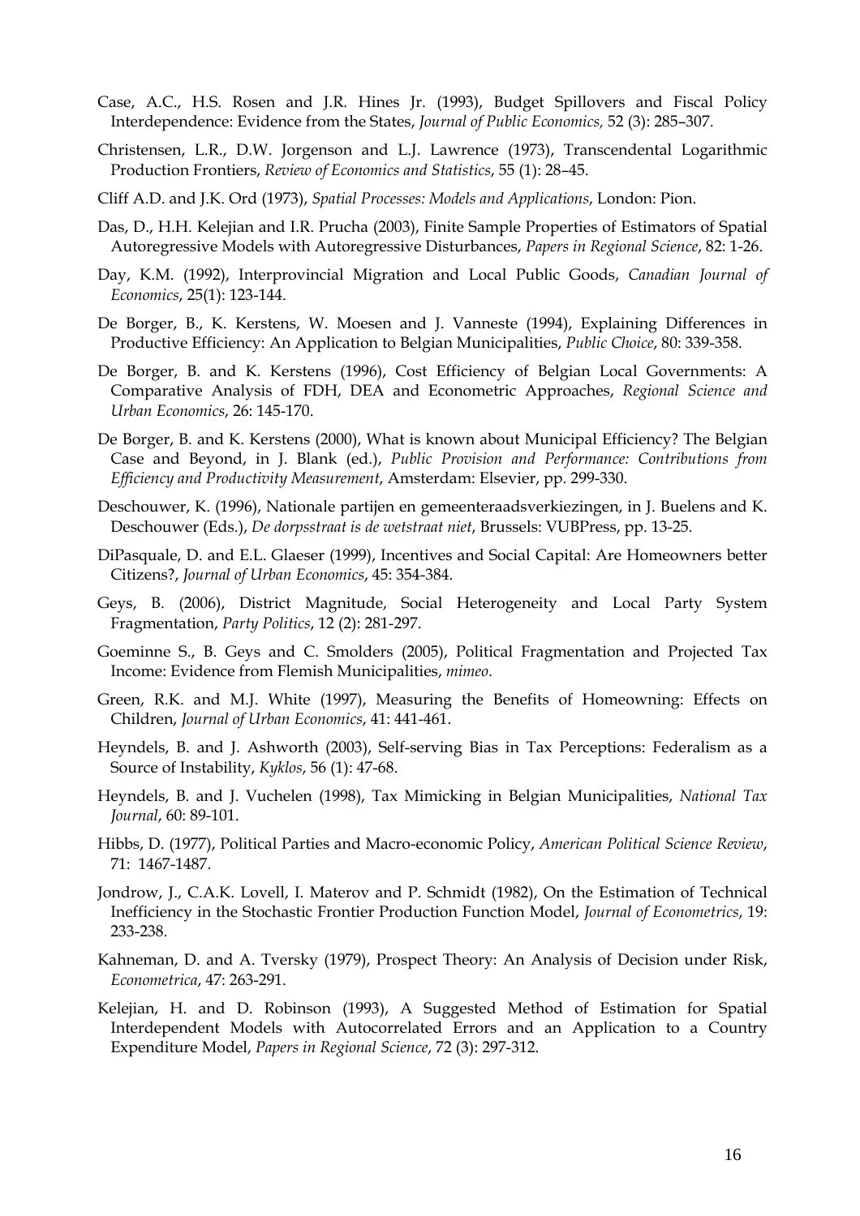Case, A.C., H.S. Rosen and J.R. Hines Jr. (1993), Budget Spillovers and Fiscal Policy Interdependence: Evidence from the States, *Journal of Public Economics,* 52 (3): 285–307.

Christensen, L.R., D.W. Jorgenson and L.J. Lawrence (1973), Transcendental Logarithmic Production Frontiers, *Review of Economics and Statistics*, 55 (1): 28–45.

Cliff A.D. and J.K. Ord (1973), *Spatial Processes: Models and Applications*, London: Pion.

Das, D., H.H. Kelejian and I.R. Prucha (2003), Finite Sample Properties of Estimators of Spatial Autoregressive Models with Autoregressive Disturbances, *Papers in Regional Science*, 82: 1-26.

Day, K.M. (1992), Interprovincial Migration and Local Public Goods, *Canadian Journal of Economics*, 25(1): 123-144.

De Borger, B., K. Kerstens, W. Moesen and J. Vanneste (1994), Explaining Differences in Productive Efficiency: An Application to Belgian Municipalities, *Public Choice*, 80: 339-358.

De Borger, B. and K. Kerstens (1996), Cost Efficiency of Belgian Local Governments: A Comparative Analysis of FDH, DEA and Econometric Approaches, *Regional Science and Urban Economics*, 26: 145-170.

De Borger, B. and K. Kerstens (2000), What is known about Municipal Efficiency? The Belgian Case and Beyond, in J. Blank (ed.), *Public Provision and Performance: Contributions from Efficiency and Productivity Measurement*, Amsterdam: Elsevier, pp. 299-330.

Deschouwer, K. (1996), Nationale partijen en gemeenteraadsverkiezingen, in J. Buelens and K. Deschouwer (Eds.), *De dorpsstraat is de wetstraat niet*, Brussels: VUBPress, pp. 13-25.

DiPasquale, D. and E.L. Glaeser (1999), Incentives and Social Capital: Are Homeowners better Citizens?, *Journal of Urban Economics*, 45: 354-384.

Geys, B. (2006), District Magnitude, Social Heterogeneity and Local Party System Fragmentation, *Party Politics*, 12 (2): 281-297.

Goeminne S., B. Geys and C. Smolders (2005), Political Fragmentation and Projected Tax Income: Evidence from Flemish Municipalities, *mimeo*.

Green, R.K. and M.J. White (1997), Measuring the Benefits of Homeowning: Effects on Children, *Journal of Urban Economics*, 41: 441-461.

Heyndels, B. and J. Ashworth (2003), Self-serving Bias in Tax Perceptions: Federalism as a Source of Instability, *Kyklos*, 56 (1): 47-68.

Heyndels, B. and J. Vuchelen (1998), Tax Mimicking in Belgian Municipalities, *National Tax Journal*, 60: 89-101.

Hibbs, D. (1977), Political Parties and Macro-economic Policy, *American Political Science Review*, 71: 1467-1487.

Jondrow, J., C.A.K. Lovell, I. Materov and P. Schmidt (1982), On the Estimation of Technical Inefficiency in the Stochastic Frontier Production Function Model, *Journal of Econometrics*, 19: 233-238.

Kahneman, D. and A. Tversky (1979), Prospect Theory: An Analysis of Decision under Risk, *Econometrica*, 47: 263-291.

Kelejian, H. and D. Robinson (1993), A Suggested Method of Estimation for Spatial Interdependent Models with Autocorrelated Errors and an Application to a Country Expenditure Model, *Papers in Regional Science*, 72 (3): 297-312.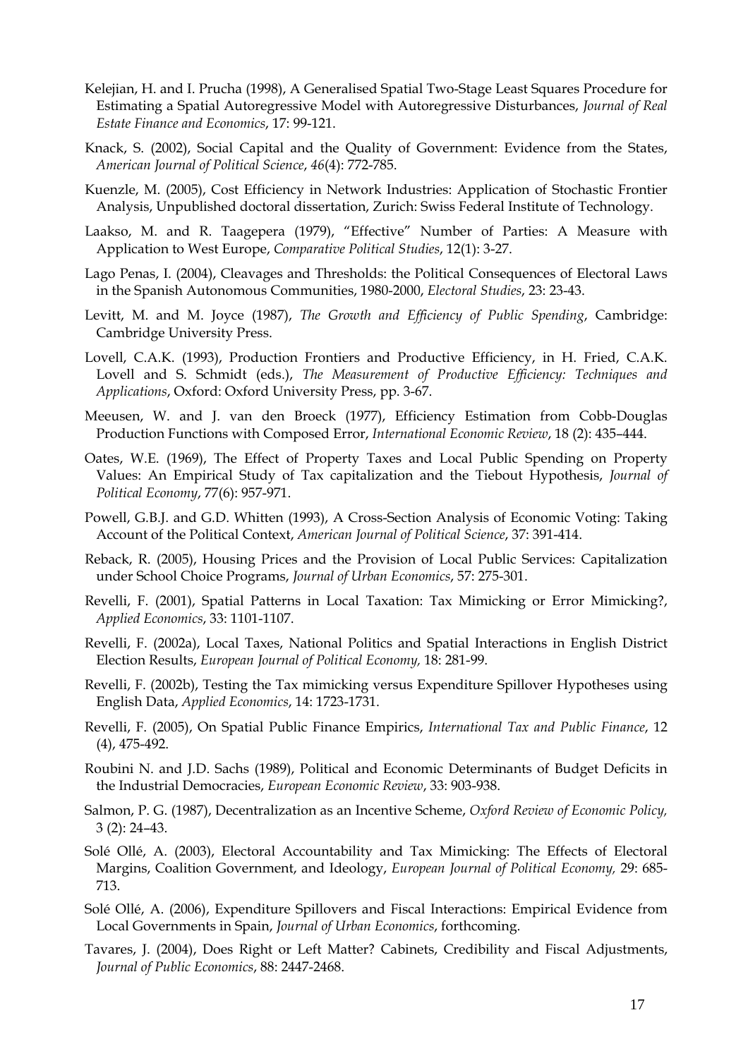Kelejian, H. and I. Prucha (1998), A Generalised Spatial Two-Stage Least Squares Procedure for Estimating a Spatial Autoregressive Model with Autoregressive Disturbances, *Journal of Real Estate Finance and Economics*, 17: 99-121.

Knack, S. (2002), Social Capital and the Quality of Government: Evidence from the States, *American Journal of Political Science*, *46*(4): 772-785.

Kuenzle, M. (2005), Cost Efficiency in Network Industries: Application of Stochastic Frontier Analysis, Unpublished doctoral dissertation, Zurich: Swiss Federal Institute of Technology.

Laakso, M. and R. Taagepera (1979), "Effective" Number of Parties: A Measure with Application to West Europe, *Comparative Political Studies*, 12(1): 3-27.

Lago Penas, I. (2004), Cleavages and Thresholds: the Political Consequences of Electoral Laws in the Spanish Autonomous Communities, 1980-2000, *Electoral Studies*, 23: 23-43.

Levitt, M. and M. Joyce (1987), *The Growth and Efficiency of Public Spending*, Cambridge: Cambridge University Press.

Lovell, C.A.K. (1993), Production Frontiers and Productive Efficiency, in H. Fried, C.A.K. Lovell and S. Schmidt (eds.), *The Measurement of Productive Efficiency: Techniques and Applications*, Oxford: Oxford University Press, pp. 3-67.

Meeusen, W. and J. van den Broeck (1977), Efficiency Estimation from Cobb-Douglas Production Functions with Composed Error, *International Economic Review*, 18 (2): 435–444.

Oates, W.E. (1969), The Effect of Property Taxes and Local Public Spending on Property Values: An Empirical Study of Tax capitalization and the Tiebout Hypothesis, *Journal of Political Economy*, 77(6): 957-971.

Powell, G.B.J. and G.D. Whitten (1993), A Cross-Section Analysis of Economic Voting: Taking Account of the Political Context, *American Journal of Political Science*, 37: 391-414.

Reback, R. (2005), Housing Prices and the Provision of Local Public Services: Capitalization under School Choice Programs, *Journal of Urban Economics*, 57: 275-301.

Revelli, F. (2001), Spatial Patterns in Local Taxation: Tax Mimicking or Error Mimicking?, *Applied Economics*, 33: 1101-1107.

Revelli, F. (2002a), Local Taxes, National Politics and Spatial Interactions in English District Election Results, *European Journal of Political Economy,* 18: 281-99.

Revelli, F. (2002b), Testing the Tax mimicking versus Expenditure Spillover Hypotheses using English Data, *Applied Economics*, 14: 1723-1731.

Revelli, F. (2005), On Spatial Public Finance Empirics, *International Tax and Public Finance*, 12 (4), 475-492.

Roubini N. and J.D. Sachs (1989), Political and Economic Determinants of Budget Deficits in the Industrial Democracies, *European Economic Review*, 33: 903-938.

Salmon, P. G. (1987), Decentralization as an Incentive Scheme, *Oxford Review of Economic Policy,* 3 (2): 24–43.

Solé Ollé, A. (2003), Electoral Accountability and Tax Mimicking: The Effects of Electoral Margins, Coalition Government, and Ideology, *European Journal of Political Economy,* 29: 685-713.

Solé Ollé, A. (2006), Expenditure Spillovers and Fiscal Interactions: Empirical Evidence from Local Governments in Spain, *Journal of Urban Economics*, forthcoming.

Tavares, J. (2004), Does Right or Left Matter? Cabinets, Credibility and Fiscal Adjustments, *Journal of Public Economics*, 88: 2447-2468.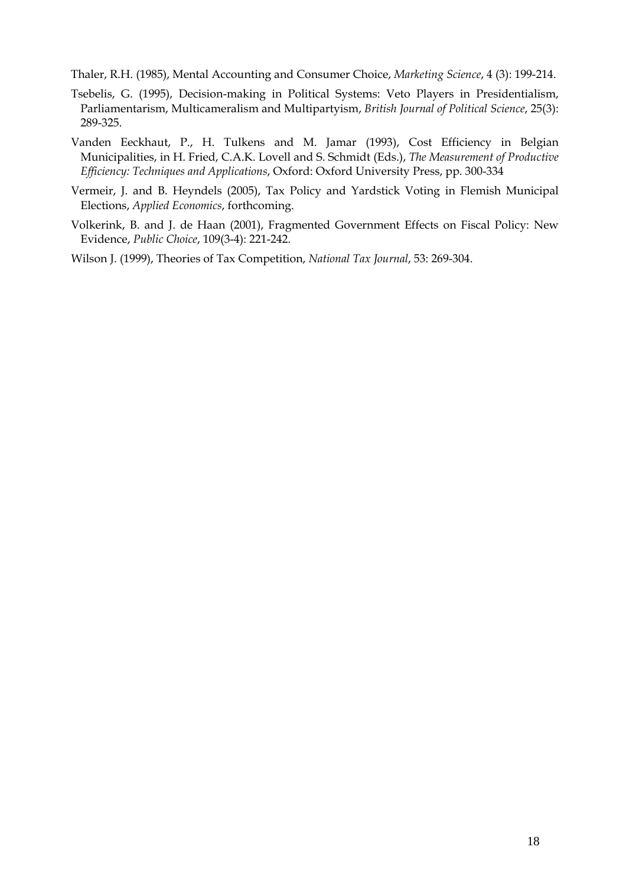Thaler, R.H. (1985), Mental Accounting and Consumer Choice, *Marketing Science*, 4 (3): 199-214.

Tsebelis, G. (1995), Decision-making in Political Systems: Veto Players in Presidentialism, Parliamentarism, Multicameralism and Multipartyism, *British Journal of Political Science*, 25(3): 289-325.

Vanden Eeckhaut, P., H. Tulkens and M. Jamar (1993), Cost Efficiency in Belgian Municipalities, in H. Fried, C.A.K. Lovell and S. Schmidt (Eds.), *The Measurement of Productive Efficiency: Techniques and Applications*, Oxford: Oxford University Press, pp. 300-334

Vermeir, J. and B. Heyndels (2005), Tax Policy and Yardstick Voting in Flemish Municipal Elections, *Applied Economics*, forthcoming.

Volkerink, B. and J. de Haan (2001), Fragmented Government Effects on Fiscal Policy: New Evidence, *Public Choice*, 109(3-4): 221-242.

Wilson J. (1999), Theories of Tax Competition, *National Tax Journal*, 53: 269-304.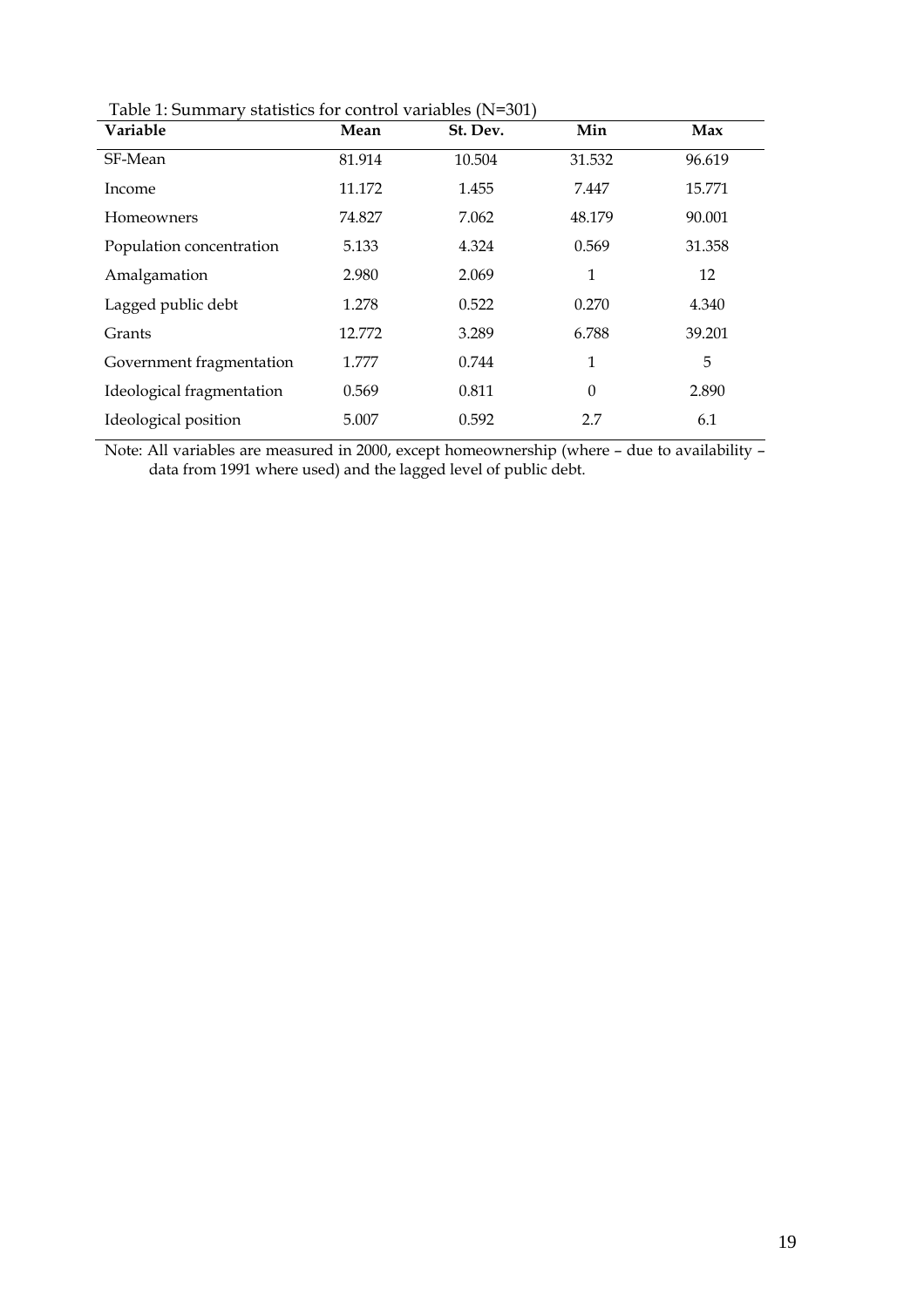Table 1: Summary statistics for control variables (N=301)

| Variable | Mean | St. Dev. | Min | Max |
|---|---|---|---|---|
| SF-Mean | 81.914 | 10.504 | 31.532 | 96.619 |
| Income | 11.172 | 1.455 | 7.447 | 15.771 |
| Homeowners | 74.827 | 7.062 | 48.179 | 90.001 |
| Population concentration | 5.133 | 4.324 | 0.569 | 31.358 |
| Amalgamation | 2.980 | 2.069 | 1 | 12 |
| Lagged public debt | 1.278 | 0.522 | 0.270 | 4.340 |
| Grants | 12.772 | 3.289 | 6.788 | 39.201 |
| Government fragmentation | 1.777 | 0.744 | 1 | 5 |
| Ideological fragmentation | 0.569 | 0.811 | 0 | 2.890 |
| Ideological position | 5.007 | 0.592 | 2.7 | 6.1 |

Note: All variables are measured in 2000, except homeownership (where – due to availability – data from 1991 where used) and the lagged level of public debt.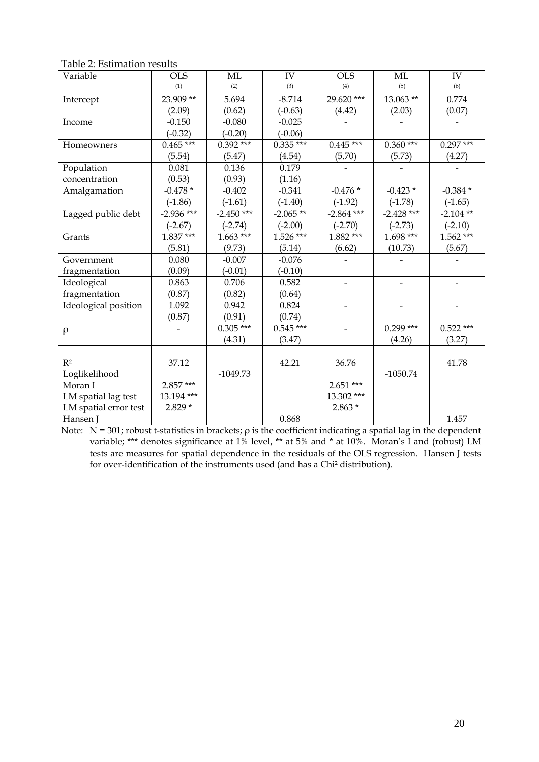Table 2: Estimation results

| Variable | OLS (1) | ML (2) | IV (3) | OLS (4) | ML (5) | IV (6) |
|---|---|---|---|---|---|---|
| Intercept | 23.909 ** | 5.694 | -8.714 | 29.620 *** | 13.063 ** | 0.774 |
| | (2.09) | (0.62) | (-0.63) | (4.42) | (2.03) | (0.07) |
| Income | -0.150 | -0.080 | -0.025 | - | - | - |
| | (-0.32) | (-0.20) | (-0.06) | | | |
| Homeowners | 0.465 *** | 0.392 *** | 0.335 *** | 0.445 *** | 0.360 *** | 0.297 *** |
| | (5.54) | (5.47) | (4.54) | (5.70) | (5.73) | (4.27) |
| Population concentration | 0.081 | 0.136 | 0.179 | - | - | - |
| | (0.53) | (0.93) | (1.16) | | | |
| Amalgamation | -0.478 * | -0.402 | -0.341 | -0.476 * | -0.423 * | -0.384 * |
| | (-1.86) | (-1.61) | (-1.40) | (-1.92) | (-1.78) | (-1.65) |
| Lagged public debt | -2.936 *** | -2.450 *** | -2.065 ** | -2.864 *** | -2.428 *** | -2.104 ** |
| | (-2.67) | (-2.74) | (-2.00) | (-2.70) | (-2.73) | (-2.10) |
| Grants | 1.837 *** | 1.663 *** | 1.526 *** | 1.882 *** | 1.698 *** | 1.562 *** |
| | (5.81) | (9.73) | (5.14) | (6.62) | (10.73) | (5.67) |
| Government fragmentation | 0.080 | -0.007 | -0.076 | - | - | - |
| | (0.09) | (-0.01) | (-0.10) | | | |
| Ideological fragmentation | 0.863 | 0.706 | 0.582 | - | - | - |
| | (0.87) | (0.82) | (0.64) | | | |
| Ideological position | 1.092 | 0.942 | 0.824 | - | - | - |
| | (0.87) | (0.91) | (0.74) | | | |
| ρ | - | 0.305 *** | 0.545 *** | - | 0.299 *** | 0.522 *** |
| | | (4.31) | (3.47) | | (4.26) | (3.27) |
| $R^2$ | 37.12 | | 42.21 | 36.76 | | 41.78 |
| Loglikelihood | | -1049.73 | | | -1050.74 | |
| Moran I | 2.857 *** | | | 2.651 *** | | |
| LM spatial lag test | 13.194 *** | | | 13.302 *** | | |
| LM spatial error test | 2.829 * | | | 2.863 * | | |
| Hansen J | | | 0.868 | | | 1.457 |

Note: N = 301; robust t-statistics in brackets; ρ is the coefficient indicating a spatial lag in the dependent variable; *** denotes significance at 1% level, ** at 5% and * at 10%. Moran's I and (robust) LM tests are measures for spatial dependence in the residuals of the OLS regression. Hansen J tests for over-identification of the instruments used (and has a Chi² distribution).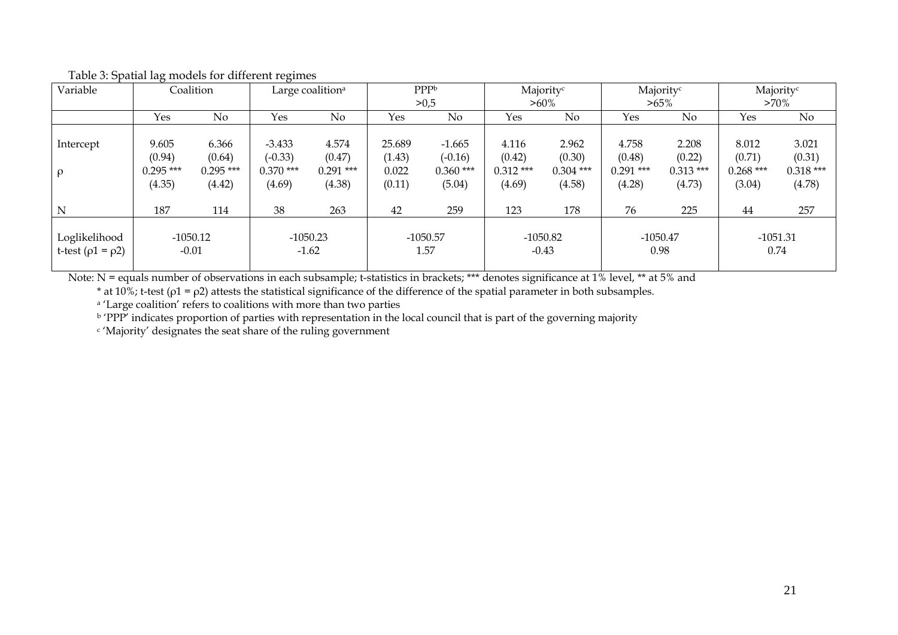Table 3: Spatial lag models for different regimes

| Variable | Coalition | | Large coalition[a] | | PPP[b] >0,5 | | Majority[c] >60% | | Majority[c] >65% | | Majority[c] >70% | |
|---|---|---|---|---|---|---|---|---|---|---|---|---|
| | Yes | No | Yes | No | Yes | No | Yes | No | Yes | No | Yes | No |
| Intercept | 9.605 | 6.366 | -3.433 | 4.574 | 25.689 | -1.665 | 4.116 | 2.962 | 4.758 | 2.208 | 8.012 | 3.021 |
| | (0.94) | (0.64) | (-0.33) | (0.47) | (1.43) | (-0.16) | (0.42) | (0.30) | (0.48) | (0.22) | (0.71) | (0.31) |
| $\rho$ | 0.295 *** | 0.295 *** | 0.370 *** | 0.291 *** | 0.022 | 0.360 *** | 0.312 *** | 0.304 *** | 0.291 *** | 0.313 *** | 0.268 *** | 0.318 *** |
| | (4.35) | (4.42) | (4.69) | (4.38) | (0.11) | (5.04) | (4.69) | (4.58) | (4.28) | (4.73) | (3.04) | (4.78) |
| N | 187 | 114 | 38 | 263 | 42 | 259 | 123 | 178 | 76 | 225 | 44 | 257 |
| Loglikelihood | -1050.12 | | -1050.23 | | -1050.57 | | -1050.82 | | -1050.47 | | -1051.31 | |
| t-test ($\rho1 = \rho2$) | -0.01 | | -1.62 | | 1.57 | | -0.43 | | 0.98 | | 0.74 | |

Note: N = equals number of observations in each subsample; t-statistics in brackets; *** denotes significance at 1% level, ** at 5% and * at 10%; t-test ($\rho1 = \rho2$) attests the statistical significance of the difference of the spatial parameter in both subsamples.

[a] 'Large coalition' refers to coalitions with more than two parties

[b] 'PPP' indicates proportion of parties with representation in the local council that is part of the governing majority

[c] 'Majority' designates the seat share of the ruling government